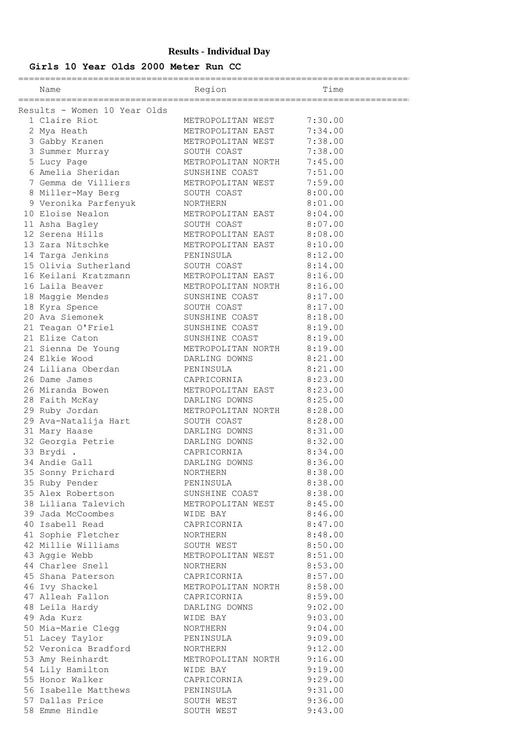# Results - Individual Day

## Girls 10 Year Olds 2000 Meter Run CC

Results - Women 10 Year Olds

| | Name | Region | Time |
|---|---|---|---|
| 1 | Claire Riot | METROPOLITAN WEST | 7:30.00 |
| 2 | Mya Heath | METROPOLITAN EAST | 7:34.00 |
| 3 | Gabby Kranen | METROPOLITAN WEST | 7:38.00 |
| 3 | Summer Murray | SOUTH COAST | 7:38.00 |
| 5 | Lucy Page | METROPOLITAN NORTH | 7:45.00 |
| 6 | Amelia Sheridan | SUNSHINE COAST | 7:51.00 |
| 7 | Gemma de Villiers | METROPOLITAN WEST | 7:59.00 |
| 8 | Miller-May Berg | SOUTH COAST | 8:00.00 |
| 9 | Veronika Parfenyuk | NORTHERN | 8:01.00 |
| 10 | Eloise Nealon | METROPOLITAN EAST | 8:04.00 |
| 11 | Asha Bagley | SOUTH COAST | 8:07.00 |
| 12 | Serena Hills | METROPOLITAN EAST | 8:08.00 |
| 13 | Zara Nitschke | METROPOLITAN EAST | 8:10.00 |
| 14 | Targa Jenkins | PENINSULA | 8:12.00 |
| 15 | Olivia Sutherland | SOUTH COAST | 8:14.00 |
| 16 | Keilani Kratzmann | METROPOLITAN EAST | 8:16.00 |
| 16 | Laila Beaver | METROPOLITAN NORTH | 8:16.00 |
| 18 | Maggie Mendes | SUNSHINE COAST | 8:17.00 |
| 18 | Kyra Spence | SOUTH COAST | 8:17.00 |
| 20 | Ava Siemonek | SUNSHINE COAST | 8:18.00 |
| 21 | Teagan O'Friel | SUNSHINE COAST | 8:19.00 |
| 21 | Elize Caton | SUNSHINE COAST | 8:19.00 |
| 21 | Sienna De Young | METROPOLITAN NORTH | 8:19.00 |
| 24 | Elkie Wood | DARLING DOWNS | 8:21.00 |
| 24 | Liliana Oberdan | PENINSULA | 8:21.00 |
| 26 | Dame James | CAPRICORNIA | 8:23.00 |
| 26 | Miranda Bowen | METROPOLITAN EAST | 8:23.00 |
| 28 | Faith McKay | DARLING DOWNS | 8:25.00 |
| 29 | Ruby Jordan | METROPOLITAN NORTH | 8:28.00 |
| 29 | Ava-Natalija Hart | SOUTH COAST | 8:28.00 |
| 31 | Mary Haase | DARLING DOWNS | 8:31.00 |
| 32 | Georgia Petrie | DARLING DOWNS | 8:32.00 |
| 33 | Brydi . | CAPRICORNIA | 8:34.00 |
| 34 | Andie Gall | DARLING DOWNS | 8:36.00 |
| 35 | Sonny Prichard | NORTHERN | 8:38.00 |
| 35 | Ruby Pender | PENINSULA | 8:38.00 |
| 35 | Alex Robertson | SUNSHINE COAST | 8:38.00 |
| 38 | Liliana Talevich | METROPOLITAN WEST | 8:45.00 |
| 39 | Jada McCoombes | WIDE BAY | 8:46.00 |
| 40 | Isabell Read | CAPRICORNIA | 8:47.00 |
| 41 | Sophie Fletcher | NORTHERN | 8:48.00 |
| 42 | Millie Williams | SOUTH WEST | 8:50.00 |
| 43 | Aggie Webb | METROPOLITAN WEST | 8:51.00 |
| 44 | Charlee Snell | NORTHERN | 8:53.00 |
| 45 | Shana Paterson | CAPRICORNIA | 8:57.00 |
| 46 | Ivy Shackel | METROPOLITAN NORTH | 8:58.00 |
| 47 | Alleah Fallon | CAPRICORNIA | 8:59.00 |
| 48 | Leila Hardy | DARLING DOWNS | 9:02.00 |
| 49 | Ada Kurz | WIDE BAY | 9:03.00 |
| 50 | Mia-Marie Clegg | NORTHERN | 9:04.00 |
| 51 | Lacey Taylor | PENINSULA | 9:09.00 |
| 52 | Veronica Bradford | NORTHERN | 9:12.00 |
| 53 | Amy Reinhardt | METROPOLITAN NORTH | 9:16.00 |
| 54 | Lily Hamilton | WIDE BAY | 9:19.00 |
| 55 | Honor Walker | CAPRICORNIA | 9:29.00 |
| 56 | Isabelle Matthews | PENINSULA | 9:31.00 |
| 57 | Dallas Price | SOUTH WEST | 9:36.00 |
| 58 | Emme Hindle | SOUTH WEST | 9:43.00 |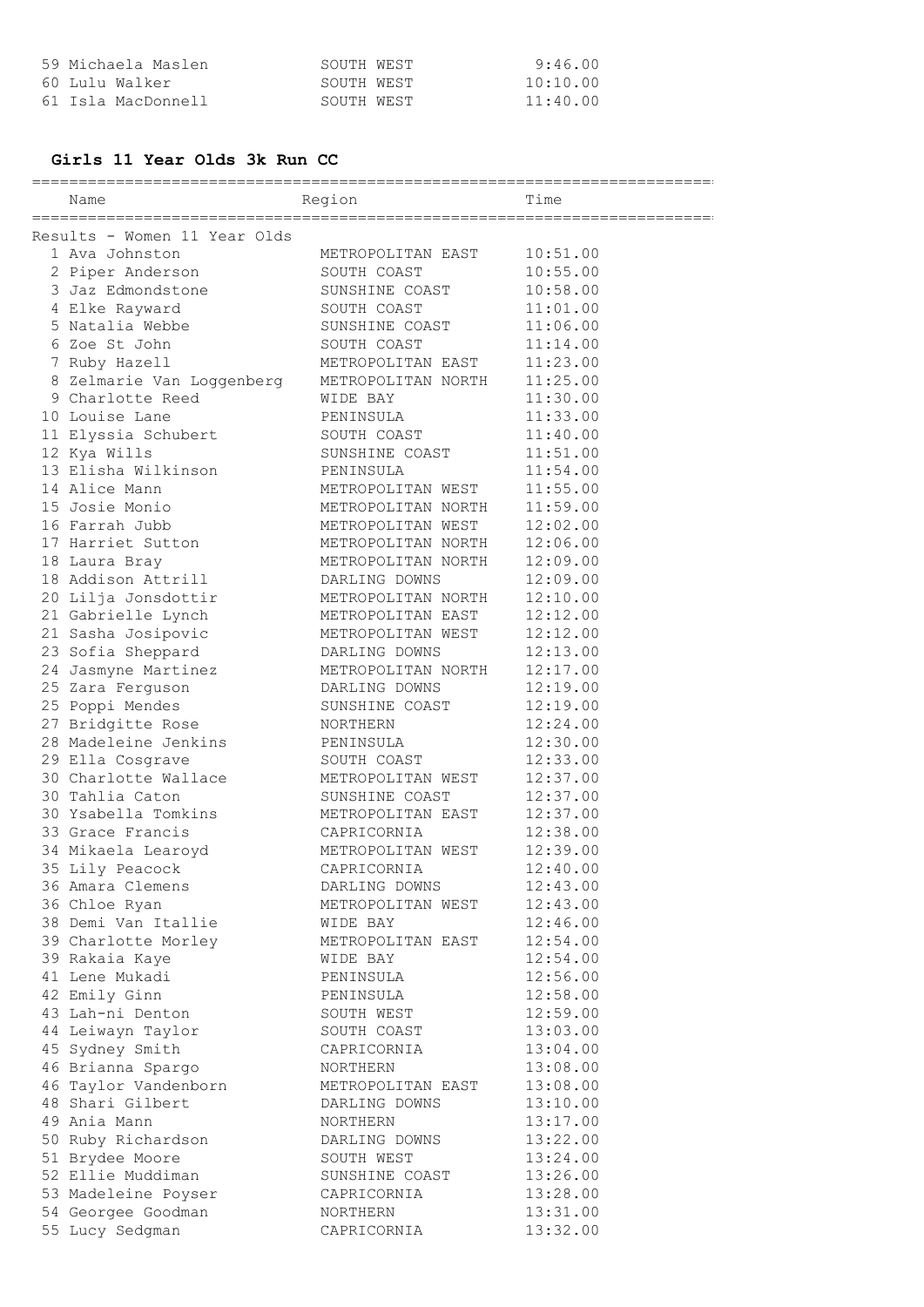| | Name | Region | Time |
|---|---|---|---|
| 59 | Michaela Maslen | SOUTH WEST | 9:46.00 |
| 60 | Lulu Walker | SOUTH WEST | 10:10.00 |
| 61 | Isla MacDonnell | SOUTH WEST | 11:40.00 |

### Girls 11 Year Olds 3k Run CC

Results - Women 11 Year Olds

| | Name | Region | Time |
|---|---|---|---|
| 1 | Ava Johnston | METROPOLITAN EAST | 10:51.00 |
| 2 | Piper Anderson | SOUTH COAST | 10:55.00 |
| 3 | Jaz Edmondstone | SUNSHINE COAST | 10:58.00 |
| 4 | Elke Rayward | SOUTH COAST | 11:01.00 |
| 5 | Natalia Webbe | SUNSHINE COAST | 11:06.00 |
| 6 | Zoe St John | SOUTH COAST | 11:14.00 |
| 7 | Ruby Hazell | METROPOLITAN EAST | 11:23.00 |
| 8 | Zelmarie Van Loggenberg | METROPOLITAN NORTH | 11:25.00 |
| 9 | Charlotte Reed | WIDE BAY | 11:30.00 |
| 10 | Louise Lane | PENINSULA | 11:33.00 |
| 11 | Elyssia Schubert | SOUTH COAST | 11:40.00 |
| 12 | Kya Wills | SUNSHINE COAST | 11:51.00 |
| 13 | Elisha Wilkinson | PENINSULA | 11:54.00 |
| 14 | Alice Mann | METROPOLITAN WEST | 11:55.00 |
| 15 | Josie Monio | METROPOLITAN NORTH | 11:59.00 |
| 16 | Farrah Jubb | METROPOLITAN WEST | 12:02.00 |
| 17 | Harriet Sutton | METROPOLITAN NORTH | 12:06.00 |
| 18 | Laura Bray | METROPOLITAN NORTH | 12:09.00 |
| 18 | Addison Attrill | DARLING DOWNS | 12:09.00 |
| 20 | Lilja Jonsdottir | METROPOLITAN NORTH | 12:10.00 |
| 21 | Gabrielle Lynch | METROPOLITAN EAST | 12:12.00 |
| 21 | Sasha Josipovic | METROPOLITAN WEST | 12:12.00 |
| 23 | Sofia Sheppard | DARLING DOWNS | 12:13.00 |
| 24 | Jasmyne Martinez | METROPOLITAN NORTH | 12:17.00 |
| 25 | Zara Ferguson | DARLING DOWNS | 12:19.00 |
| 25 | Poppi Mendes | SUNSHINE COAST | 12:19.00 |
| 27 | Bridgitte Rose | NORTHERN | 12:24.00 |
| 28 | Madeleine Jenkins | PENINSULA | 12:30.00 |
| 29 | Ella Cosgrave | SOUTH COAST | 12:33.00 |
| 30 | Charlotte Wallace | METROPOLITAN WEST | 12:37.00 |
| 30 | Tahlia Caton | SUNSHINE COAST | 12:37.00 |
| 30 | Ysabella Tomkins | METROPOLITAN EAST | 12:37.00 |
| 33 | Grace Francis | CAPRICORNIA | 12:38.00 |
| 34 | Mikaela Learoyd | METROPOLITAN WEST | 12:39.00 |
| 35 | Lily Peacock | CAPRICORNIA | 12:40.00 |
| 36 | Amara Clemens | DARLING DOWNS | 12:43.00 |
| 36 | Chloe Ryan | METROPOLITAN WEST | 12:43.00 |
| 38 | Demi Van Itallie | WIDE BAY | 12:46.00 |
| 39 | Charlotte Morley | METROPOLITAN EAST | 12:54.00 |
| 39 | Rakaia Kaye | WIDE BAY | 12:54.00 |
| 41 | Lene Mukadi | PENINSULA | 12:56.00 |
| 42 | Emily Ginn | PENINSULA | 12:58.00 |
| 43 | Lah-ni Denton | SOUTH WEST | 12:59.00 |
| 44 | Leiwayn Taylor | SOUTH COAST | 13:03.00 |
| 45 | Sydney Smith | CAPRICORNIA | 13:04.00 |
| 46 | Brianna Spargo | NORTHERN | 13:08.00 |
| 46 | Taylor Vandenborn | METROPOLITAN EAST | 13:08.00 |
| 48 | Shari Gilbert | DARLING DOWNS | 13:10.00 |
| 49 | Ania Mann | NORTHERN | 13:17.00 |
| 50 | Ruby Richardson | DARLING DOWNS | 13:22.00 |
| 51 | Brydee Moore | SOUTH WEST | 13:24.00 |
| 52 | Ellie Muddiman | SUNSHINE COAST | 13:26.00 |
| 53 | Madeleine Poyser | CAPRICORNIA | 13:28.00 |
| 54 | Georgee Goodman | NORTHERN | 13:31.00 |
| 55 | Lucy Sedgman | CAPRICORNIA | 13:32.00 |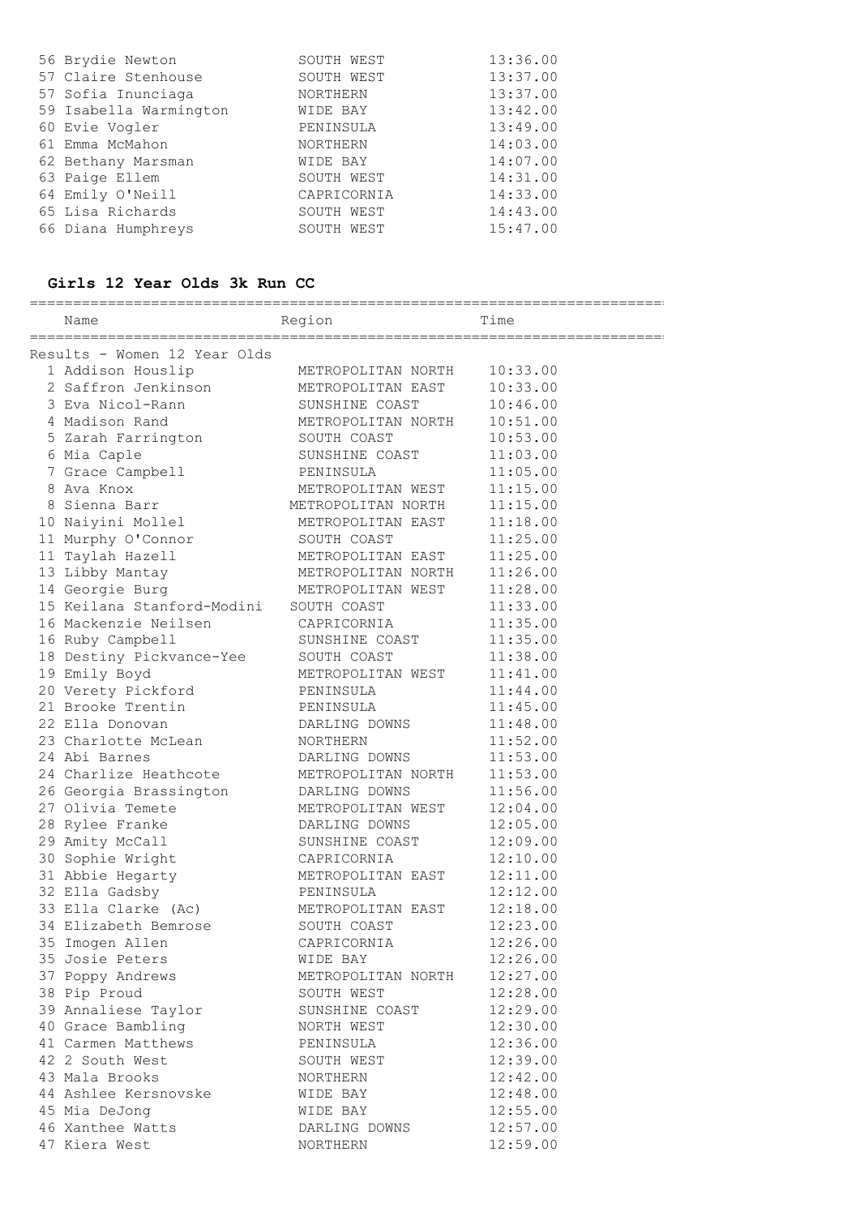| Place | Name | Region | Time |
|---|---|---|---|
| 56 | Brydie Newton | SOUTH WEST | 13:36.00 |
| 57 | Claire Stenhouse | SOUTH WEST | 13:37.00 |
| 57 | Sofia Inunciaga | NORTHERN | 13:37.00 |
| 59 | Isabella Warmington | WIDE BAY | 13:42.00 |
| 60 | Evie Vogler | PENINSULA | 13:49.00 |
| 61 | Emma McMahon | NORTHERN | 14:03.00 |
| 62 | Bethany Marsman | WIDE BAY | 14:07.00 |
| 63 | Paige Ellem | SOUTH WEST | 14:31.00 |
| 64 | Emily O'Neill | CAPRICORNIA | 14:33.00 |
| 65 | Lisa Richards | SOUTH WEST | 14:43.00 |
| 66 | Diana Humphreys | SOUTH WEST | 15:47.00 |

## Girls 12 Year Olds 3k Run CC

Results - Women 12 Year Olds

| Place | Name | Region | Time |
|---|---|---|---|
| 1 | Addison Houslip | METROPOLITAN NORTH | 10:33.00 |
| 2 | Saffron Jenkinson | METROPOLITAN EAST | 10:33.00 |
| 3 | Eva Nicol-Rann | SUNSHINE COAST | 10:46.00 |
| 4 | Madison Rand | METROPOLITAN NORTH | 10:51.00 |
| 5 | Zarah Farrington | SOUTH COAST | 10:53.00 |
| 6 | Mia Caple | SUNSHINE COAST | 11:03.00 |
| 7 | Grace Campbell | PENINSULA | 11:05.00 |
| 8 | Ava Knox | METROPOLITAN WEST | 11:15.00 |
| 8 | Sienna Barr | METROPOLITAN NORTH | 11:15.00 |
| 10 | Naiyini Mollel | METROPOLITAN EAST | 11:18.00 |
| 11 | Murphy O'Connor | SOUTH COAST | 11:25.00 |
| 11 | Taylah Hazell | METROPOLITAN EAST | 11:25.00 |
| 13 | Libby Mantay | METROPOLITAN NORTH | 11:26.00 |
| 14 | Georgie Burg | METROPOLITAN WEST | 11:28.00 |
| 15 | Keilana Stanford-Modini | SOUTH COAST | 11:33.00 |
| 16 | Mackenzie Neilsen | CAPRICORNIA | 11:35.00 |
| 16 | Ruby Campbell | SUNSHINE COAST | 11:35.00 |
| 18 | Destiny Pickvance-Yee | SOUTH COAST | 11:38.00 |
| 19 | Emily Boyd | METROPOLITAN WEST | 11:41.00 |
| 20 | Verety Pickford | PENINSULA | 11:44.00 |
| 21 | Brooke Trentin | PENINSULA | 11:45.00 |
| 22 | Ella Donovan | DARLING DOWNS | 11:48.00 |
| 23 | Charlotte McLean | NORTHERN | 11:52.00 |
| 24 | Abi Barnes | DARLING DOWNS | 11:53.00 |
| 24 | Charlize Heathcote | METROPOLITAN NORTH | 11:53.00 |
| 26 | Georgia Brassington | DARLING DOWNS | 11:56.00 |
| 27 | Olivia Temete | METROPOLITAN WEST | 12:04.00 |
| 28 | Rylee Franke | DARLING DOWNS | 12:05.00 |
| 29 | Amity McCall | SUNSHINE COAST | 12:09.00 |
| 30 | Sophie Wright | CAPRICORNIA | 12:10.00 |
| 31 | Abbie Hegarty | METROPOLITAN EAST | 12:11.00 |
| 32 | Ella Gadsby | PENINSULA | 12:12.00 |
| 33 | Ella Clarke (Ac) | METROPOLITAN EAST | 12:18.00 |
| 34 | Elizabeth Bemrose | SOUTH COAST | 12:23.00 |
| 35 | Imogen Allen | CAPRICORNIA | 12:26.00 |
| 35 | Josie Peters | WIDE BAY | 12:26.00 |
| 37 | Poppy Andrews | METROPOLITAN NORTH | 12:27.00 |
| 38 | Pip Proud | SOUTH WEST | 12:28.00 |
| 39 | Annaliese Taylor | SUNSHINE COAST | 12:29.00 |
| 40 | Grace Bambling | NORTH WEST | 12:30.00 |
| 41 | Carmen Matthews | PENINSULA | 12:36.00 |
| 42 | 2 South West | SOUTH WEST | 12:39.00 |
| 43 | Mala Brooks | NORTHERN | 12:42.00 |
| 44 | Ashlee Kersnovske | WIDE BAY | 12:48.00 |
| 45 | Mia DeJong | WIDE BAY | 12:55.00 |
| 46 | Xanthee Watts | DARLING DOWNS | 12:57.00 |
| 47 | Kiera West | NORTHERN | 12:59.00 |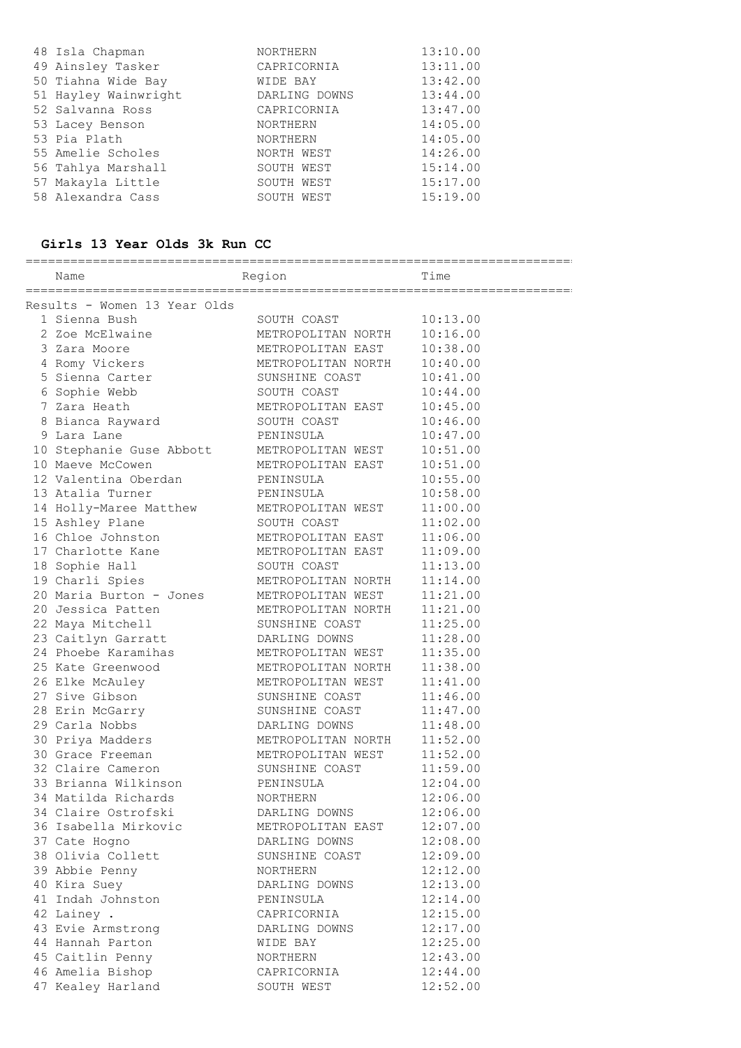| | Name | Region | Time |
|---|---|---|---|
| 48 | Isla Chapman | NORTHERN | 13:10.00 |
| 49 | Ainsley Tasker | CAPRICORNIA | 13:11.00 |
| 50 | Tiahna Wide Bay | WIDE BAY | 13:42.00 |
| 51 | Hayley Wainwright | DARLING DOWNS | 13:44.00 |
| 52 | Salvanna Ross | CAPRICORNIA | 13:47.00 |
| 53 | Lacey Benson | NORTHERN | 14:05.00 |
| 53 | Pia Plath | NORTHERN | 14:05.00 |
| 55 | Amelie Scholes | NORTH WEST | 14:26.00 |
| 56 | Tahlya Marshall | SOUTH WEST | 15:14.00 |
| 57 | Makayla Little | SOUTH WEST | 15:17.00 |
| 58 | Alexandra Cass | SOUTH WEST | 15:19.00 |

## Girls 13 Year Olds 3k Run CC

Results - Women 13 Year Olds

| | Name | Region | Time |
|---|---|---|---|
| 1 | Sienna Bush | SOUTH COAST | 10:13.00 |
| 2 | Zoe McElwaine | METROPOLITAN NORTH | 10:16.00 |
| 3 | Zara Moore | METROPOLITAN EAST | 10:38.00 |
| 4 | Romy Vickers | METROPOLITAN NORTH | 10:40.00 |
| 5 | Sienna Carter | SUNSHINE COAST | 10:41.00 |
| 6 | Sophie Webb | SOUTH COAST | 10:44.00 |
| 7 | Zara Heath | METROPOLITAN EAST | 10:45.00 |
| 8 | Bianca Rayward | SOUTH COAST | 10:46.00 |
| 9 | Lara Lane | PENINSULA | 10:47.00 |
| 10 | Stephanie Guse Abbott | METROPOLITAN WEST | 10:51.00 |
| 10 | Maeve McCowen | METROPOLITAN EAST | 10:51.00 |
| 12 | Valentina Oberdan | PENINSULA | 10:55.00 |
| 13 | Atalia Turner | PENINSULA | 10:58.00 |
| 14 | Holly-Maree Matthew | METROPOLITAN WEST | 11:00.00 |
| 15 | Ashley Plane | SOUTH COAST | 11:02.00 |
| 16 | Chloe Johnston | METROPOLITAN EAST | 11:06.00 |
| 17 | Charlotte Kane | METROPOLITAN EAST | 11:09.00 |
| 18 | Sophie Hall | SOUTH COAST | 11:13.00 |
| 19 | Charli Spies | METROPOLITAN NORTH | 11:14.00 |
| 20 | Maria Burton - Jones | METROPOLITAN WEST | 11:21.00 |
| 20 | Jessica Patten | METROPOLITAN NORTH | 11:21.00 |
| 22 | Maya Mitchell | SUNSHINE COAST | 11:25.00 |
| 23 | Caitlyn Garratt | DARLING DOWNS | 11:28.00 |
| 24 | Phoebe Karamihas | METROPOLITAN WEST | 11:35.00 |
| 25 | Kate Greenwood | METROPOLITAN NORTH | 11:38.00 |
| 26 | Elke McAuley | METROPOLITAN WEST | 11:41.00 |
| 27 | Sive Gibson | SUNSHINE COAST | 11:46.00 |
| 28 | Erin McGarry | SUNSHINE COAST | 11:47.00 |
| 29 | Carla Nobbs | DARLING DOWNS | 11:48.00 |
| 30 | Priya Madders | METROPOLITAN NORTH | 11:52.00 |
| 30 | Grace Freeman | METROPOLITAN WEST | 11:52.00 |
| 32 | Claire Cameron | SUNSHINE COAST | 11:59.00 |
| 33 | Brianna Wilkinson | PENINSULA | 12:04.00 |
| 34 | Matilda Richards | NORTHERN | 12:06.00 |
| 34 | Claire Ostrofski | DARLING DOWNS | 12:06.00 |
| 36 | Isabella Mirkovic | METROPOLITAN EAST | 12:07.00 |
| 37 | Cate Hogno | DARLING DOWNS | 12:08.00 |
| 38 | Olivia Collett | SUNSHINE COAST | 12:09.00 |
| 39 | Abbie Penny | NORTHERN | 12:12.00 |
| 40 | Kira Suey | DARLING DOWNS | 12:13.00 |
| 41 | Indah Johnston | PENINSULA | 12:14.00 |
| 42 | Lainey . | CAPRICORNIA | 12:15.00 |
| 43 | Evie Armstrong | DARLING DOWNS | 12:17.00 |
| 44 | Hannah Parton | WIDE BAY | 12:25.00 |
| 45 | Caitlin Penny | NORTHERN | 12:43.00 |
| 46 | Amelia Bishop | CAPRICORNIA | 12:44.00 |
| 47 | Kealey Harland | SOUTH WEST | 12:52.00 |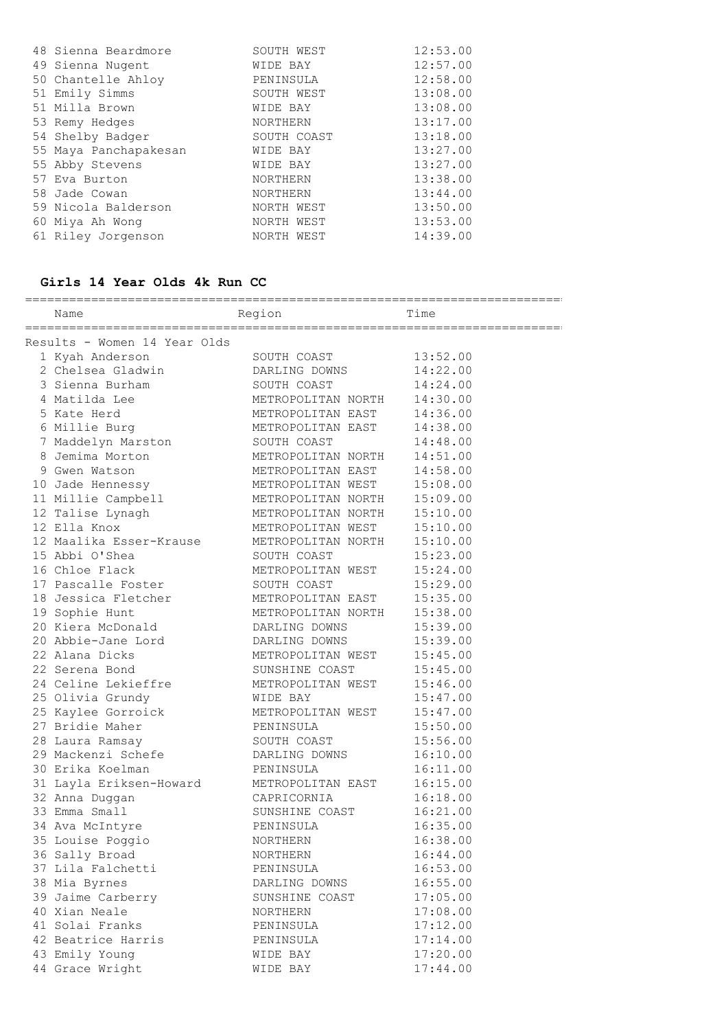| | Name | Region | Time |
|---|---|---|---|
| 48 | Sienna Beardmore | SOUTH WEST | 12:53.00 |
| 49 | Sienna Nugent | WIDE BAY | 12:57.00 |
| 50 | Chantelle Ahloy | PENINSULA | 12:58.00 |
| 51 | Emily Simms | SOUTH WEST | 13:08.00 |
| 51 | Milla Brown | WIDE BAY | 13:08.00 |
| 53 | Remy Hedges | NORTHERN | 13:17.00 |
| 54 | Shelby Badger | SOUTH COAST | 13:18.00 |
| 55 | Maya Panchapakesan | WIDE BAY | 13:27.00 |
| 55 | Abby Stevens | WIDE BAY | 13:27.00 |
| 57 | Eva Burton | NORTHERN | 13:38.00 |
| 58 | Jade Cowan | NORTHERN | 13:44.00 |
| 59 | Nicola Balderson | NORTH WEST | 13:50.00 |
| 60 | Miya Ah Wong | NORTH WEST | 13:53.00 |
| 61 | Riley Jorgenson | NORTH WEST | 14:39.00 |

## Girls 14 Year Olds 4k Run CC

Results - Women 14 Year Olds

| | Name | Region | Time |
|---|---|---|---|
| 1 | Kyah Anderson | SOUTH COAST | 13:52.00 |
| 2 | Chelsea Gladwin | DARLING DOWNS | 14:22.00 |
| 3 | Sienna Burham | SOUTH COAST | 14:24.00 |
| 4 | Matilda Lee | METROPOLITAN NORTH | 14:30.00 |
| 5 | Kate Herd | METROPOLITAN EAST | 14:36.00 |
| 6 | Millie Burg | METROPOLITAN EAST | 14:38.00 |
| 7 | Maddelyn Marston | SOUTH COAST | 14:48.00 |
| 8 | Jemima Morton | METROPOLITAN NORTH | 14:51.00 |
| 9 | Gwen Watson | METROPOLITAN EAST | 14:58.00 |
| 10 | Jade Hennessy | METROPOLITAN WEST | 15:08.00 |
| 11 | Millie Campbell | METROPOLITAN NORTH | 15:09.00 |
| 12 | Talise Lynagh | METROPOLITAN NORTH | 15:10.00 |
| 12 | Ella Knox | METROPOLITAN WEST | 15:10.00 |
| 12 | Maalika Esser-Krause | METROPOLITAN NORTH | 15:10.00 |
| 15 | Abbi O'Shea | SOUTH COAST | 15:23.00 |
| 16 | Chloe Flack | METROPOLITAN WEST | 15:24.00 |
| 17 | Pascalle Foster | SOUTH COAST | 15:29.00 |
| 18 | Jessica Fletcher | METROPOLITAN EAST | 15:35.00 |
| 19 | Sophie Hunt | METROPOLITAN NORTH | 15:38.00 |
| 20 | Kiera McDonald | DARLING DOWNS | 15:39.00 |
| 20 | Abbie-Jane Lord | DARLING DOWNS | 15:39.00 |
| 22 | Alana Dicks | METROPOLITAN WEST | 15:45.00 |
| 22 | Serena Bond | SUNSHINE COAST | 15:45.00 |
| 24 | Celine Lekieffre | METROPOLITAN WEST | 15:46.00 |
| 25 | Olivia Grundy | WIDE BAY | 15:47.00 |
| 25 | Kaylee Gorroick | METROPOLITAN WEST | 15:47.00 |
| 27 | Bridie Maher | PENINSULA | 15:50.00 |
| 28 | Laura Ramsay | SOUTH COAST | 15:56.00 |
| 29 | Mackenzi Schefe | DARLING DOWNS | 16:10.00 |
| 30 | Erika Koelman | PENINSULA | 16:11.00 |
| 31 | Layla Eriksen-Howard | METROPOLITAN EAST | 16:15.00 |
| 32 | Anna Duggan | CAPRICORNIA | 16:18.00 |
| 33 | Emma Small | SUNSHINE COAST | 16:21.00 |
| 34 | Ava McIntyre | PENINSULA | 16:35.00 |
| 35 | Louise Poggio | NORTHERN | 16:38.00 |
| 36 | Sally Broad | NORTHERN | 16:44.00 |
| 37 | Lila Falchetti | PENINSULA | 16:53.00 |
| 38 | Mia Byrnes | DARLING DOWNS | 16:55.00 |
| 39 | Jaime Carberry | SUNSHINE COAST | 17:05.00 |
| 40 | Xian Neale | NORTHERN | 17:08.00 |
| 41 | Solai Franks | PENINSULA | 17:12.00 |
| 42 | Beatrice Harris | PENINSULA | 17:14.00 |
| 43 | Emily Young | WIDE BAY | 17:20.00 |
| 44 | Grace Wright | WIDE BAY | 17:44.00 |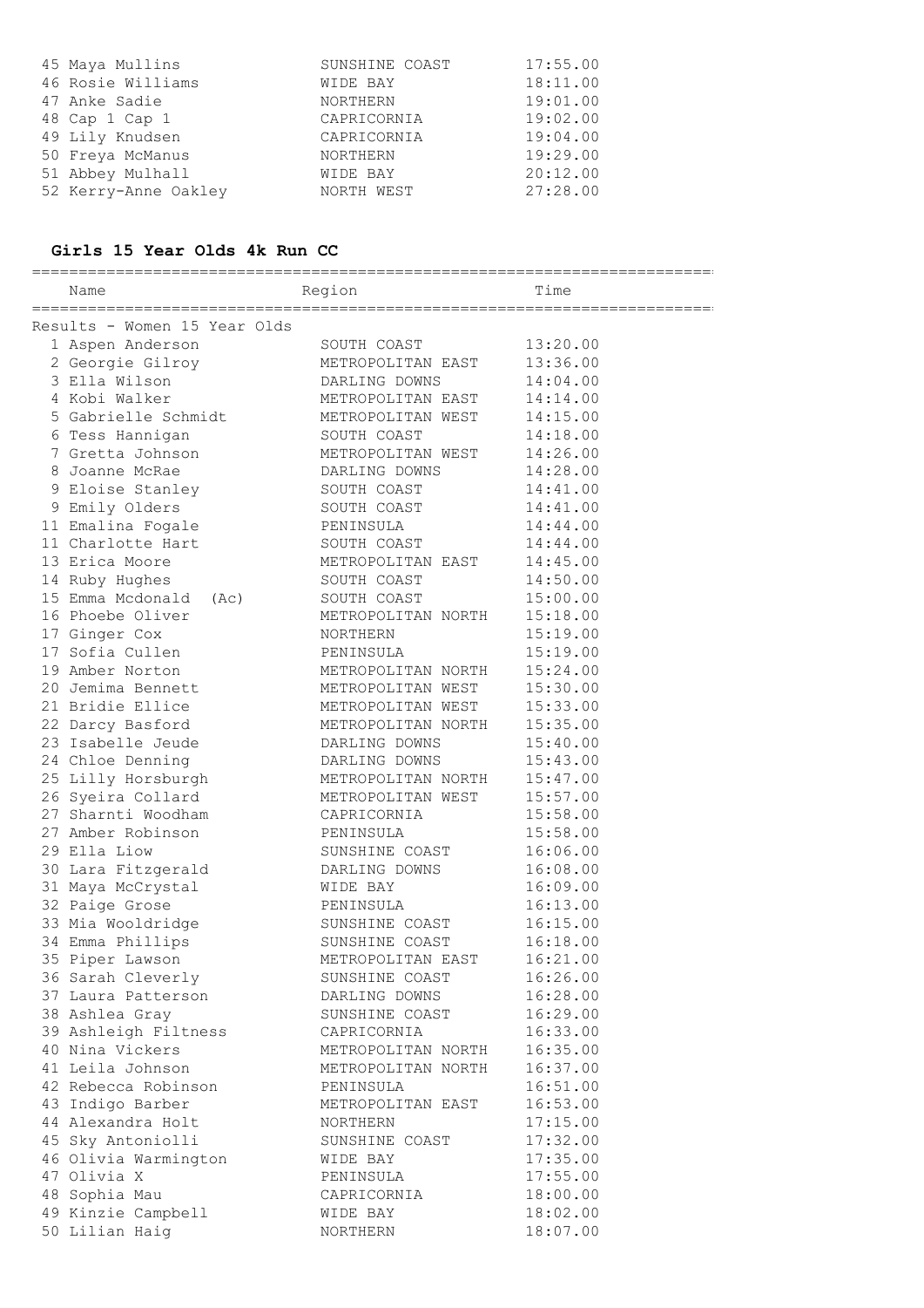| | Name | Region | Time |
|---|---|---|---|
| 45 | Maya Mullins | SUNSHINE COAST | 17:55.00 |
| 46 | Rosie Williams | WIDE BAY | 18:11.00 |
| 47 | Anke Sadie | NORTHERN | 19:01.00 |
| 48 | Cap 1 Cap 1 | CAPRICORNIA | 19:02.00 |
| 49 | Lily Knudsen | CAPRICORNIA | 19:04.00 |
| 50 | Freya McManus | NORTHERN | 19:29.00 |
| 51 | Abbey Mulhall | WIDE BAY | 20:12.00 |
| 52 | Kerry-Anne Oakley | NORTH WEST | 27:28.00 |

## Girls 15 Year Olds 4k Run CC

Results - Women 15 Year Olds

| | Name | Region | Time |
|---|---|---|---|
| 1 | Aspen Anderson | SOUTH COAST | 13:20.00 |
| 2 | Georgie Gilroy | METROPOLITAN EAST | 13:36.00 |
| 3 | Ella Wilson | DARLING DOWNS | 14:04.00 |
| 4 | Kobi Walker | METROPOLITAN EAST | 14:14.00 |
| 5 | Gabrielle Schmidt | METROPOLITAN WEST | 14:15.00 |
| 6 | Tess Hannigan | SOUTH COAST | 14:18.00 |
| 7 | Gretta Johnson | METROPOLITAN WEST | 14:26.00 |
| 8 | Joanne McRae | DARLING DOWNS | 14:28.00 |
| 9 | Eloise Stanley | SOUTH COAST | 14:41.00 |
| 9 | Emily Olders | SOUTH COAST | 14:41.00 |
| 11 | Emalina Fogale | PENINSULA | 14:44.00 |
| 11 | Charlotte Hart | SOUTH COAST | 14:44.00 |
| 13 | Erica Moore | METROPOLITAN EAST | 14:45.00 |
| 14 | Ruby Hughes | SOUTH COAST | 14:50.00 |
| 15 | Emma Mcdonald (Ac) | SOUTH COAST | 15:00.00 |
| 16 | Phoebe Oliver | METROPOLITAN NORTH | 15:18.00 |
| 17 | Ginger Cox | NORTHERN | 15:19.00 |
| 17 | Sofia Cullen | PENINSULA | 15:19.00 |
| 19 | Amber Norton | METROPOLITAN NORTH | 15:24.00 |
| 20 | Jemima Bennett | METROPOLITAN WEST | 15:30.00 |
| 21 | Bridie Ellice | METROPOLITAN WEST | 15:33.00 |
| 22 | Darcy Basford | METROPOLITAN NORTH | 15:35.00 |
| 23 | Isabelle Jeude | DARLING DOWNS | 15:40.00 |
| 24 | Chloe Denning | DARLING DOWNS | 15:43.00 |
| 25 | Lilly Horsburgh | METROPOLITAN NORTH | 15:47.00 |
| 26 | Syeira Collard | METROPOLITAN WEST | 15:57.00 |
| 27 | Sharnti Woodham | CAPRICORNIA | 15:58.00 |
| 27 | Amber Robinson | PENINSULA | 15:58.00 |
| 29 | Ella Liow | SUNSHINE COAST | 16:06.00 |
| 30 | Lara Fitzgerald | DARLING DOWNS | 16:08.00 |
| 31 | Maya McCrystal | WIDE BAY | 16:09.00 |
| 32 | Paige Grose | PENINSULA | 16:13.00 |
| 33 | Mia Wooldridge | SUNSHINE COAST | 16:15.00 |
| 34 | Emma Phillips | SUNSHINE COAST | 16:18.00 |
| 35 | Piper Lawson | METROPOLITAN EAST | 16:21.00 |
| 36 | Sarah Cleverly | SUNSHINE COAST | 16:26.00 |
| 37 | Laura Patterson | DARLING DOWNS | 16:28.00 |
| 38 | Ashlea Gray | SUNSHINE COAST | 16:29.00 |
| 39 | Ashleigh Filtness | CAPRICORNIA | 16:33.00 |
| 40 | Nina Vickers | METROPOLITAN NORTH | 16:35.00 |
| 41 | Leila Johnson | METROPOLITAN NORTH | 16:37.00 |
| 42 | Rebecca Robinson | PENINSULA | 16:51.00 |
| 43 | Indigo Barber | METROPOLITAN EAST | 16:53.00 |
| 44 | Alexandra Holt | NORTHERN | 17:15.00 |
| 45 | Sky Antoniolli | SUNSHINE COAST | 17:32.00 |
| 46 | Olivia Warmington | WIDE BAY | 17:35.00 |
| 47 | Olivia X | PENINSULA | 17:55.00 |
| 48 | Sophia Mau | CAPRICORNIA | 18:00.00 |
| 49 | Kinzie Campbell | WIDE BAY | 18:02.00 |
| 50 | Lilian Haig | NORTHERN | 18:07.00 |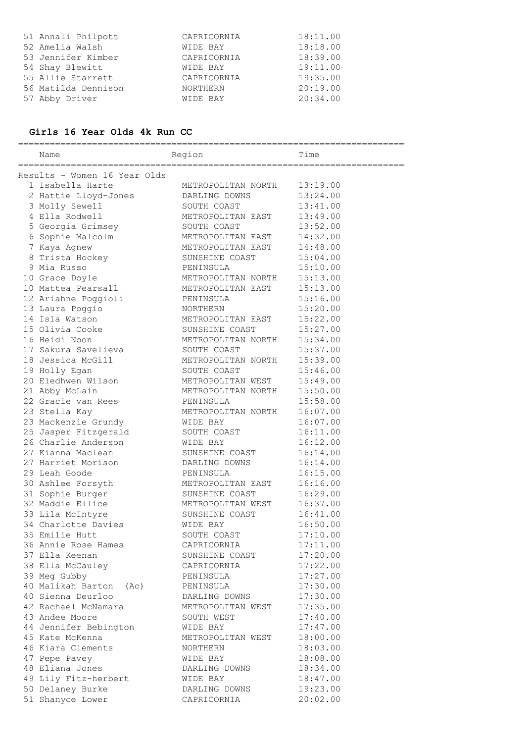| | Name | Region | Time |
|---|---|---|---|
| 51 | Annali Philpott | CAPRICORNIA | 18:11.00 |
| 52 | Amelia Walsh | WIDE BAY | 18:18.00 |
| 53 | Jennifer Kimber | CAPRICORNIA | 18:39.00 |
| 54 | Shay Blewitt | WIDE BAY | 19:11.00 |
| 55 | Allie Starrett | CAPRICORNIA | 19:35.00 |
| 56 | Matilda Dennison | NORTHERN | 20:19.00 |
| 57 | Abby Driver | WIDE BAY | 20:34.00 |

## Girls 16 Year Olds 4k Run CC

Results - Women 16 Year Olds

| | Name | Region | Time |
|---|---|---|---|
| 1 | Isabella Harte | METROPOLITAN NORTH | 13:19.00 |
| 2 | Hattie Lloyd-Jones | DARLING DOWNS | 13:24.00 |
| 3 | Molly Sewell | SOUTH COAST | 13:41.00 |
| 4 | Ella Rodwell | METROPOLITAN EAST | 13:49.00 |
| 5 | Georgia Grimsey | SOUTH COAST | 13:52.00 |
| 6 | Sophie Malcolm | METROPOLITAN EAST | 14:32.00 |
| 7 | Kaya Agnew | METROPOLITAN EAST | 14:48.00 |
| 8 | Trista Hockey | SUNSHINE COAST | 15:04.00 |
| 9 | Mia Russo | PENINSULA | 15:10.00 |
| 10 | Grace Doyle | METROPOLITAN NORTH | 15:13.00 |
| 10 | Mattea Pearsall | METROPOLITAN EAST | 15:13.00 |
| 12 | Ariahne Poggioli | PENINSULA | 15:16.00 |
| 13 | Laura Poggio | NORTHERN | 15:20.00 |
| 14 | Isla Watson | METROPOLITAN EAST | 15:22.00 |
| 15 | Olivia Cooke | SUNSHINE COAST | 15:27.00 |
| 16 | Heidi Noon | METROPOLITAN NORTH | 15:34.00 |
| 17 | Sakura Savelieva | SOUTH COAST | 15:37.00 |
| 18 | Jessica McGill | METROPOLITAN NORTH | 15:39.00 |
| 19 | Holly Egan | SOUTH COAST | 15:46.00 |
| 20 | Eledhwen Wilson | METROPOLITAN WEST | 15:49.00 |
| 21 | Abby McLain | METROPOLITAN NORTH | 15:50.00 |
| 22 | Gracie van Rees | PENINSULA | 15:58.00 |
| 23 | Stella Kay | METROPOLITAN NORTH | 16:07.00 |
| 23 | Mackenzie Grundy | WIDE BAY | 16:07.00 |
| 25 | Jasper Fitzgerald | SOUTH COAST | 16:11.00 |
| 26 | Charlie Anderson | WIDE BAY | 16:12.00 |
| 27 | Kianna Maclean | SUNSHINE COAST | 16:14.00 |
| 27 | Harriet Morison | DARLING DOWNS | 16:14.00 |
| 29 | Leah Goode | PENINSULA | 16:15.00 |
| 30 | Ashlee Forsyth | METROPOLITAN EAST | 16:16.00 |
| 31 | Sophie Burger | SUNSHINE COAST | 16:29.00 |
| 32 | Maddie Ellice | METROPOLITAN WEST | 16:37.00 |
| 33 | Lila McIntyre | SUNSHINE COAST | 16:41.00 |
| 34 | Charlotte Davies | WIDE BAY | 16:50.00 |
| 35 | Emilie Hutt | SOUTH COAST | 17:10.00 |
| 36 | Annie Rose Hames | CAPRICORNIA | 17:11.00 |
| 37 | Ella Keenan | SUNSHINE COAST | 17:20.00 |
| 38 | Ella McCauley | CAPRICORNIA | 17:22.00 |
| 39 | Meg Gubby | PENINSULA | 17:27.00 |
| 40 | Malikah Barton (Ac) | PENINSULA | 17:30.00 |
| 40 | Sienna Deurloo | DARLING DOWNS | 17:30.00 |
| 42 | Rachael McNamara | METROPOLITAN WEST | 17:35.00 |
| 43 | Andee Moore | SOUTH WEST | 17:40.00 |
| 44 | Jennifer Bebington | WIDE BAY | 17:47.00 |
| 45 | Kate McKenna | METROPOLITAN WEST | 18:00.00 |
| 46 | Kiara Clements | NORTHERN | 18:03.00 |
| 47 | Pepe Pavey | WIDE BAY | 18:08.00 |
| 48 | Eliana Jones | DARLING DOWNS | 18:34.00 |
| 49 | Lily Fitz-herbert | WIDE BAY | 18:47.00 |
| 50 | Delaney Burke | DARLING DOWNS | 19:23.00 |
| 51 | Shanyce Lower | CAPRICORNIA | 20:02.00 |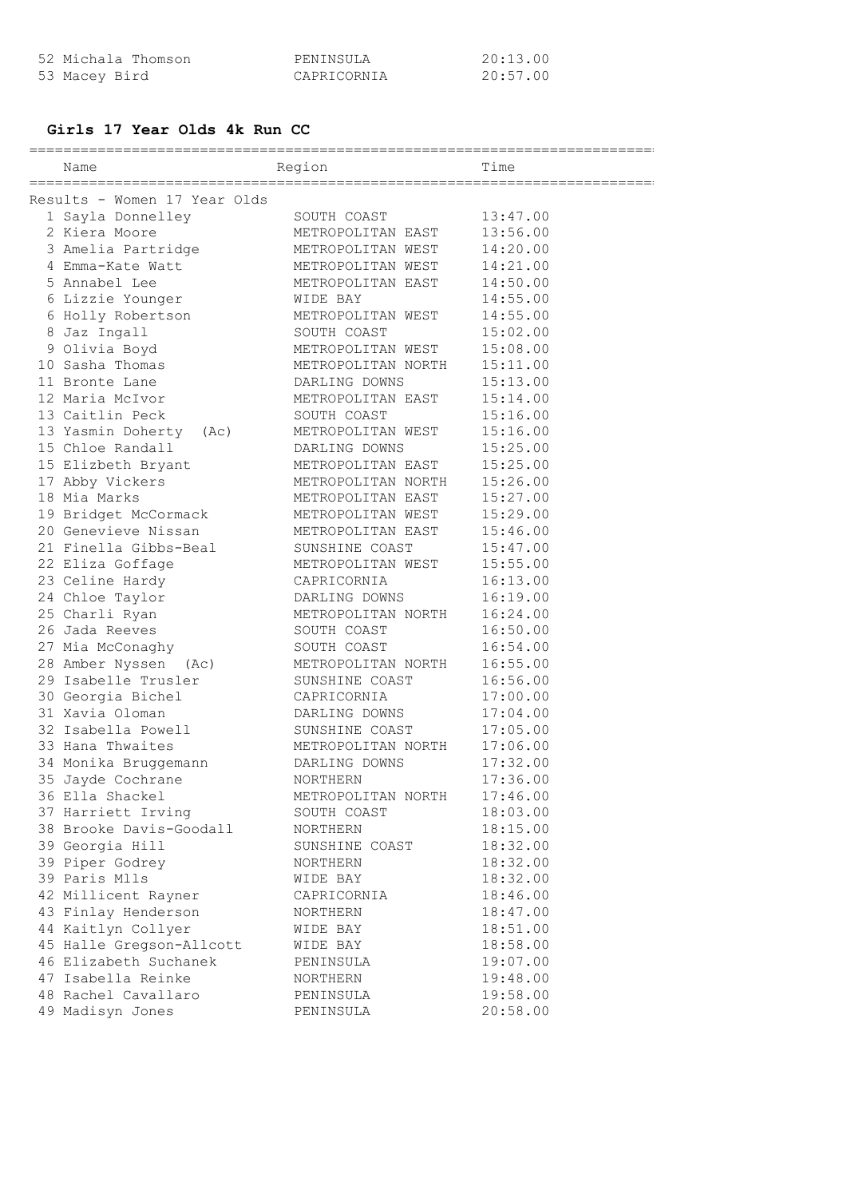| | Name | Region | Time |
|---|---|---|---|
| 52 | Michala Thomson | PENINSULA | 20:13.00 |
| 53 | Macey Bird | CAPRICORNIA | 20:57.00 |

### **Girls 17 Year Olds 4k Run CC**

Results - Women 17 Year Olds

| | Name | Region | Time |
|---|---|---|---|
| 1 | Sayla Donnelley | SOUTH COAST | 13:47.00 |
| 2 | Kiera Moore | METROPOLITAN EAST | 13:56.00 |
| 3 | Amelia Partridge | METROPOLITAN WEST | 14:20.00 |
| 4 | Emma-Kate Watt | METROPOLITAN WEST | 14:21.00 |
| 5 | Annabel Lee | METROPOLITAN EAST | 14:50.00 |
| 6 | Lizzie Younger | WIDE BAY | 14:55.00 |
| 6 | Holly Robertson | METROPOLITAN WEST | 14:55.00 |
| 8 | Jaz Ingall | SOUTH COAST | 15:02.00 |
| 9 | Olivia Boyd | METROPOLITAN WEST | 15:08.00 |
| 10 | Sasha Thomas | METROPOLITAN NORTH | 15:11.00 |
| 11 | Bronte Lane | DARLING DOWNS | 15:13.00 |
| 12 | Maria McIvor | METROPOLITAN EAST | 15:14.00 |
| 13 | Caitlin Peck | SOUTH COAST | 15:16.00 |
| 13 | Yasmin Doherty (Ac) | METROPOLITAN WEST | 15:16.00 |
| 15 | Chloe Randall | DARLING DOWNS | 15:25.00 |
| 15 | Elizbeth Bryant | METROPOLITAN EAST | 15:25.00 |
| 17 | Abby Vickers | METROPOLITAN NORTH | 15:26.00 |
| 18 | Mia Marks | METROPOLITAN EAST | 15:27.00 |
| 19 | Bridget McCormack | METROPOLITAN WEST | 15:29.00 |
| 20 | Genevieve Nissan | METROPOLITAN EAST | 15:46.00 |
| 21 | Finella Gibbs-Beal | SUNSHINE COAST | 15:47.00 |
| 22 | Eliza Goffage | METROPOLITAN WEST | 15:55.00 |
| 23 | Celine Hardy | CAPRICORNIA | 16:13.00 |
| 24 | Chloe Taylor | DARLING DOWNS | 16:19.00 |
| 25 | Charli Ryan | METROPOLITAN NORTH | 16:24.00 |
| 26 | Jada Reeves | SOUTH COAST | 16:50.00 |
| 27 | Mia McConaghy | SOUTH COAST | 16:54.00 |
| 28 | Amber Nyssen (Ac) | METROPOLITAN NORTH | 16:55.00 |
| 29 | Isabelle Trusler | SUNSHINE COAST | 16:56.00 |
| 30 | Georgia Bichel | CAPRICORNIA | 17:00.00 |
| 31 | Xavia Oloman | DARLING DOWNS | 17:04.00 |
| 32 | Isabella Powell | SUNSHINE COAST | 17:05.00 |
| 33 | Hana Thwaites | METROPOLITAN NORTH | 17:06.00 |
| 34 | Monika Bruggemann | DARLING DOWNS | 17:32.00 |
| 35 | Jayde Cochrane | NORTHERN | 17:36.00 |
| 36 | Ella Shackel | METROPOLITAN NORTH | 17:46.00 |
| 37 | Harriett Irving | SOUTH COAST | 18:03.00 |
| 38 | Brooke Davis-Goodall | NORTHERN | 18:15.00 |
| 39 | Georgia Hill | SUNSHINE COAST | 18:32.00 |
| 39 | Piper Godrey | NORTHERN | 18:32.00 |
| 39 | Paris Mlls | WIDE BAY | 18:32.00 |
| 42 | Millicent Rayner | CAPRICORNIA | 18:46.00 |
| 43 | Finlay Henderson | NORTHERN | 18:47.00 |
| 44 | Kaitlyn Collyer | WIDE BAY | 18:51.00 |
| 45 | Halle Gregson-Allcott | WIDE BAY | 18:58.00 |
| 46 | Elizabeth Suchanek | PENINSULA | 19:07.00 |
| 47 | Isabella Reinke | NORTHERN | 19:48.00 |
| 48 | Rachel Cavallaro | PENINSULA | 19:58.00 |
| 49 | Madisyn Jones | PENINSULA | 20:58.00 |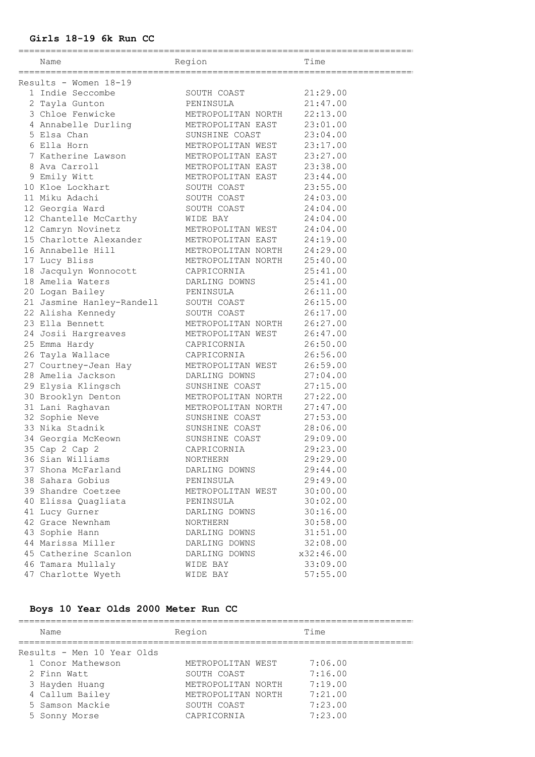### Girls 18-19 6k Run CC

Results - Women 18-19

| Place | Name | Region | Time |
|---|---|---|---|
| 1 | Indie Seccombe | SOUTH COAST | 21:29.00 |
| 2 | Tayla Gunton | PENINSULA | 21:47.00 |
| 3 | Chloe Fenwicke | METROPOLITAN NORTH | 22:13.00 |
| 4 | Annabelle Durling | METROPOLITAN EAST | 23:01.00 |
| 5 | Elsa Chan | SUNSHINE COAST | 23:04.00 |
| 6 | Ella Horn | METROPOLITAN WEST | 23:17.00 |
| 7 | Katherine Lawson | METROPOLITAN EAST | 23:27.00 |
| 8 | Ava Carroll | METROPOLITAN EAST | 23:38.00 |
| 9 | Emily Witt | METROPOLITAN EAST | 23:44.00 |
| 10 | Kloe Lockhart | SOUTH COAST | 23:55.00 |
| 11 | Miku Adachi | SOUTH COAST | 24:03.00 |
| 12 | Georgia Ward | SOUTH COAST | 24:04.00 |
| 12 | Chantelle McCarthy | WIDE BAY | 24:04.00 |
| 12 | Camryn Novinetz | METROPOLITAN WEST | 24:04.00 |
| 15 | Charlotte Alexander | METROPOLITAN EAST | 24:19.00 |
| 16 | Annabelle Hill | METROPOLITAN NORTH | 24:29.00 |
| 17 | Lucy Bliss | METROPOLITAN NORTH | 25:40.00 |
| 18 | Jacqulyn Wonnocott | CAPRICORNIA | 25:41.00 |
| 18 | Amelia Waters | DARLING DOWNS | 25:41.00 |
| 20 | Logan Bailey | PENINSULA | 26:11.00 |
| 21 | Jasmine Hanley-Randell | SOUTH COAST | 26:15.00 |
| 22 | Alisha Kennedy | SOUTH COAST | 26:17.00 |
| 23 | Ella Bennett | METROPOLITAN NORTH | 26:27.00 |
| 24 | Josii Hargreaves | METROPOLITAN WEST | 26:47.00 |
| 25 | Emma Hardy | CAPRICORNIA | 26:50.00 |
| 26 | Tayla Wallace | CAPRICORNIA | 26:56.00 |
| 27 | Courtney-Jean Hay | METROPOLITAN WEST | 26:59.00 |
| 28 | Amelia Jackson | DARLING DOWNS | 27:04.00 |
| 29 | Elysia Klingsch | SUNSHINE COAST | 27:15.00 |
| 30 | Brooklyn Denton | METROPOLITAN NORTH | 27:22.00 |
| 31 | Lani Raghavan | METROPOLITAN NORTH | 27:47.00 |
| 32 | Sophie Neve | SUNSHINE COAST | 27:53.00 |
| 33 | Nika Stadnik | SUNSHINE COAST | 28:06.00 |
| 34 | Georgia McKeown | SUNSHINE COAST | 29:09.00 |
| 35 | Cap 2 Cap 2 | CAPRICORNIA | 29:23.00 |
| 36 | Sian Williams | NORTHERN | 29:29.00 |
| 37 | Shona McFarland | DARLING DOWNS | 29:44.00 |
| 38 | Sahara Gobius | PENINSULA | 29:49.00 |
| 39 | Shandre Coetzee | METROPOLITAN WEST | 30:00.00 |
| 40 | Elissa Quagliata | PENINSULA | 30:02.00 |
| 41 | Lucy Gurner | DARLING DOWNS | 30:16.00 |
| 42 | Grace Newnham | NORTHERN | 30:58.00 |
| 43 | Sophie Hann | DARLING DOWNS | 31:51.00 |
| 44 | Marissa Miller | DARLING DOWNS | 32:08.00 |
| 45 | Catherine Scanlon | DARLING DOWNS | x32:46.00 |
| 46 | Tamara Mullaly | WIDE BAY | 33:09.00 |
| 47 | Charlotte Wyeth | WIDE BAY | 57:55.00 |

### Boys 10 Year Olds 2000 Meter Run CC

Results - Men 10 Year Olds

| Place | Name | Region | Time |
|---|---|---|---|
| 1 | Conor Mathewson | METROPOLITAN WEST | 7:06.00 |
| 2 | Finn Watt | SOUTH COAST | 7:16.00 |
| 3 | Hayden Huang | METROPOLITAN NORTH | 7:19.00 |
| 4 | Callum Bailey | METROPOLITAN NORTH | 7:21.00 |
| 5 | Samson Mackie | SOUTH COAST | 7:23.00 |
| 5 | Sonny Morse | CAPRICORNIA | 7:23.00 |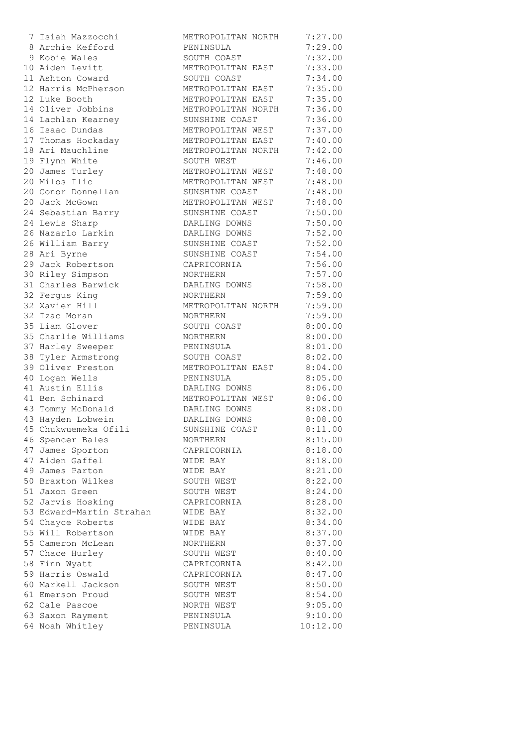| | | | |
|---|---|---|---|
| 7 | Isiah Mazzocchi | METROPOLITAN NORTH | 7:27.00 |
| 8 | Archie Kefford | PENINSULA | 7:29.00 |
| 9 | Kobie Wales | SOUTH COAST | 7:32.00 |
| 10 | Aiden Levitt | METROPOLITAN EAST | 7:33.00 |
| 11 | Ashton Coward | SOUTH COAST | 7:34.00 |
| 12 | Harris McPherson | METROPOLITAN EAST | 7:35.00 |
| 12 | Luke Booth | METROPOLITAN EAST | 7:35.00 |
| 14 | Oliver Jobbins | METROPOLITAN NORTH | 7:36.00 |
| 14 | Lachlan Kearney | SUNSHINE COAST | 7:36.00 |
| 16 | Isaac Dundas | METROPOLITAN WEST | 7:37.00 |
| 17 | Thomas Hockaday | METROPOLITAN EAST | 7:40.00 |
| 18 | Ari Mauchline | METROPOLITAN NORTH | 7:42.00 |
| 19 | Flynn White | SOUTH WEST | 7:46.00 |
| 20 | James Turley | METROPOLITAN WEST | 7:48.00 |
| 20 | Milos Ilic | METROPOLITAN WEST | 7:48.00 |
| 20 | Conor Donnellan | SUNSHINE COAST | 7:48.00 |
| 20 | Jack McGown | METROPOLITAN WEST | 7:48.00 |
| 24 | Sebastian Barry | SUNSHINE COAST | 7:50.00 |
| 24 | Lewis Sharp | DARLING DOWNS | 7:50.00 |
| 26 | Nazarlo Larkin | DARLING DOWNS | 7:52.00 |
| 26 | William Barry | SUNSHINE COAST | 7:52.00 |
| 28 | Ari Byrne | SUNSHINE COAST | 7:54.00 |
| 29 | Jack Robertson | CAPRICORNIA | 7:56.00 |
| 30 | Riley Simpson | NORTHERN | 7:57.00 |
| 31 | Charles Barwick | DARLING DOWNS | 7:58.00 |
| 32 | Fergus King | NORTHERN | 7:59.00 |
| 32 | Xavier Hill | METROPOLITAN NORTH | 7:59.00 |
| 32 | Izac Moran | NORTHERN | 7:59.00 |
| 35 | Liam Glover | SOUTH COAST | 8:00.00 |
| 35 | Charlie Williams | NORTHERN | 8:00.00 |
| 37 | Harley Sweeper | PENINSULA | 8:01.00 |
| 38 | Tyler Armstrong | SOUTH COAST | 8:02.00 |
| 39 | Oliver Preston | METROPOLITAN EAST | 8:04.00 |
| 40 | Logan Wells | PENINSULA | 8:05.00 |
| 41 | Austin Ellis | DARLING DOWNS | 8:06.00 |
| 41 | Ben Schinard | METROPOLITAN WEST | 8:06.00 |
| 43 | Tommy McDonald | DARLING DOWNS | 8:08.00 |
| 43 | Hayden Lobwein | DARLING DOWNS | 8:08.00 |
| 45 | Chukwuemeka Ofili | SUNSHINE COAST | 8:11.00 |
| 46 | Spencer Bales | NORTHERN | 8:15.00 |
| 47 | James Sporton | CAPRICORNIA | 8:18.00 |
| 47 | Aiden Gaffel | WIDE BAY | 8:18.00 |
| 49 | James Parton | WIDE BAY | 8:21.00 |
| 50 | Braxton Wilkes | SOUTH WEST | 8:22.00 |
| 51 | Jaxon Green | SOUTH WEST | 8:24.00 |
| 52 | Jarvis Hosking | CAPRICORNIA | 8:28.00 |
| 53 | Edward-Martin Strahan | WIDE BAY | 8:32.00 |
| 54 | Chayce Roberts | WIDE BAY | 8:34.00 |
| 55 | Will Robertson | WIDE BAY | 8:37.00 |
| 55 | Cameron McLean | NORTHERN | 8:37.00 |
| 57 | Chace Hurley | SOUTH WEST | 8:40.00 |
| 58 | Finn Wyatt | CAPRICORNIA | 8:42.00 |
| 59 | Harris Oswald | CAPRICORNIA | 8:47.00 |
| 60 | Markell Jackson | SOUTH WEST | 8:50.00 |
| 61 | Emerson Proud | SOUTH WEST | 8:54.00 |
| 62 | Cale Pascoe | NORTH WEST | 9:05.00 |
| 63 | Saxon Rayment | PENINSULA | 9:10.00 |
| 64 | Noah Whitley | PENINSULA | 10:12.00 |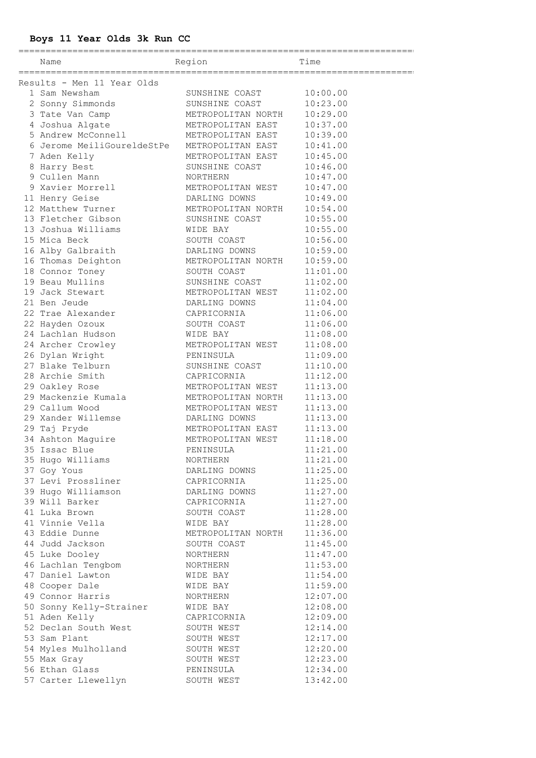## Boys 11 Year Olds 3k Run CC

Results - Men 11 Year Olds

| | Name | Region | Time |
|---|---|---|---|
| 1 | Sam Newsham | SUNSHINE COAST | 10:00.00 |
| 2 | Sonny Simmonds | SUNSHINE COAST | 10:23.00 |
| 3 | Tate Van Camp | METROPOLITAN NORTH | 10:29.00 |
| 4 | Joshua Algate | METROPOLITAN EAST | 10:37.00 |
| 5 | Andrew McConnell | METROPOLITAN EAST | 10:39.00 |
| 6 | Jerome MeiliGoureldeStPe | METROPOLITAN EAST | 10:41.00 |
| 7 | Aden Kelly | METROPOLITAN EAST | 10:45.00 |
| 8 | Harry Best | SUNSHINE COAST | 10:46.00 |
| 9 | Cullen Mann | NORTHERN | 10:47.00 |
| 9 | Xavier Morrell | METROPOLITAN WEST | 10:47.00 |
| 11 | Henry Geise | DARLING DOWNS | 10:49.00 |
| 12 | Matthew Turner | METROPOLITAN NORTH | 10:54.00 |
| 13 | Fletcher Gibson | SUNSHINE COAST | 10:55.00 |
| 13 | Joshua Williams | WIDE BAY | 10:55.00 |
| 15 | Mica Beck | SOUTH COAST | 10:56.00 |
| 16 | Alby Galbraith | DARLING DOWNS | 10:59.00 |
| 16 | Thomas Deighton | METROPOLITAN NORTH | 10:59.00 |
| 18 | Connor Toney | SOUTH COAST | 11:01.00 |
| 19 | Beau Mullins | SUNSHINE COAST | 11:02.00 |
| 19 | Jack Stewart | METROPOLITAN WEST | 11:02.00 |
| 21 | Ben Jeude | DARLING DOWNS | 11:04.00 |
| 22 | Trae Alexander | CAPRICORNIA | 11:06.00 |
| 22 | Hayden Ozoux | SOUTH COAST | 11:06.00 |
| 24 | Lachlan Hudson | WIDE BAY | 11:08.00 |
| 24 | Archer Crowley | METROPOLITAN WEST | 11:08.00 |
| 26 | Dylan Wright | PENINSULA | 11:09.00 |
| 27 | Blake Telburn | SUNSHINE COAST | 11:10.00 |
| 28 | Archie Smith | CAPRICORNIA | 11:12.00 |
| 29 | Oakley Rose | METROPOLITAN WEST | 11:13.00 |
| 29 | Mackenzie Kumala | METROPOLITAN NORTH | 11:13.00 |
| 29 | Callum Wood | METROPOLITAN WEST | 11:13.00 |
| 29 | Xander Willemse | DARLING DOWNS | 11:13.00 |
| 29 | Taj Pryde | METROPOLITAN EAST | 11:13.00 |
| 34 | Ashton Maguire | METROPOLITAN WEST | 11:18.00 |
| 35 | Issac Blue | PENINSULA | 11:21.00 |
| 35 | Hugo Williams | NORTHERN | 11:21.00 |
| 37 | Goy Yous | DARLING DOWNS | 11:25.00 |
| 37 | Levi Prossliner | CAPRICORNIA | 11:25.00 |
| 39 | Hugo Williamson | DARLING DOWNS | 11:27.00 |
| 39 | Will Barker | CAPRICORNIA | 11:27.00 |
| 41 | Luka Brown | SOUTH COAST | 11:28.00 |
| 41 | Vinnie Vella | WIDE BAY | 11:28.00 |
| 43 | Eddie Dunne | METROPOLITAN NORTH | 11:36.00 |
| 44 | Judd Jackson | SOUTH COAST | 11:45.00 |
| 45 | Luke Dooley | NORTHERN | 11:47.00 |
| 46 | Lachlan Tengbom | NORTHERN | 11:53.00 |
| 47 | Daniel Lawton | WIDE BAY | 11:54.00 |
| 48 | Cooper Dale | WIDE BAY | 11:59.00 |
| 49 | Connor Harris | NORTHERN | 12:07.00 |
| 50 | Sonny Kelly-Strainer | WIDE BAY | 12:08.00 |
| 51 | Aden Kelly | CAPRICORNIA | 12:09.00 |
| 52 | Declan South West | SOUTH WEST | 12:14.00 |
| 53 | Sam Plant | SOUTH WEST | 12:17.00 |
| 54 | Myles Mulholland | SOUTH WEST | 12:20.00 |
| 55 | Max Gray | SOUTH WEST | 12:23.00 |
| 56 | Ethan Glass | PENINSULA | 12:34.00 |
| 57 | Carter Llewellyn | SOUTH WEST | 13:42.00 |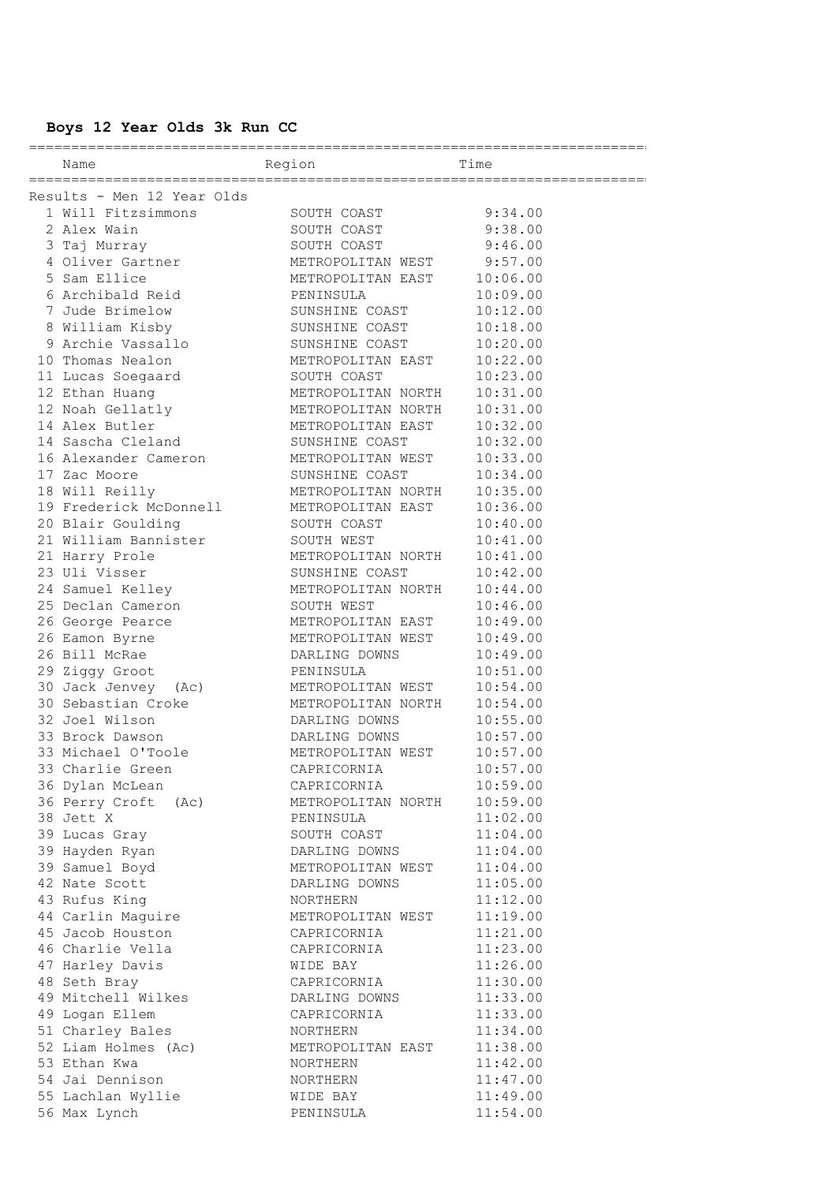## Boys 12 Year Olds 3k Run CC

Results - Men 12 Year Olds

| | Name | Region | Time |
|---|---|---|---|
| 1 | Will Fitzsimmons | SOUTH COAST | 9:34.00 |
| 2 | Alex Wain | SOUTH COAST | 9:38.00 |
| 3 | Taj Murray | SOUTH COAST | 9:46.00 |
| 4 | Oliver Gartner | METROPOLITAN WEST | 9:57.00 |
| 5 | Sam Ellice | METROPOLITAN EAST | 10:06.00 |
| 6 | Archibald Reid | PENINSULA | 10:09.00 |
| 7 | Jude Brimelow | SUNSHINE COAST | 10:12.00 |
| 8 | William Kisby | SUNSHINE COAST | 10:18.00 |
| 9 | Archie Vassallo | SUNSHINE COAST | 10:20.00 |
| 10 | Thomas Nealon | METROPOLITAN EAST | 10:22.00 |
| 11 | Lucas Soegaard | SOUTH COAST | 10:23.00 |
| 12 | Ethan Huang | METROPOLITAN NORTH | 10:31.00 |
| 12 | Noah Gellatly | METROPOLITAN NORTH | 10:31.00 |
| 14 | Alex Butler | METROPOLITAN EAST | 10:32.00 |
| 14 | Sascha Cleland | SUNSHINE COAST | 10:32.00 |
| 16 | Alexander Cameron | METROPOLITAN WEST | 10:33.00 |
| 17 | Zac Moore | SUNSHINE COAST | 10:34.00 |
| 18 | Will Reilly | METROPOLITAN NORTH | 10:35.00 |
| 19 | Frederick McDonnell | METROPOLITAN EAST | 10:36.00 |
| 20 | Blair Goulding | SOUTH COAST | 10:40.00 |
| 21 | William Bannister | SOUTH WEST | 10:41.00 |
| 21 | Harry Prole | METROPOLITAN NORTH | 10:41.00 |
| 23 | Uli Visser | SUNSHINE COAST | 10:42.00 |
| 24 | Samuel Kelley | METROPOLITAN NORTH | 10:44.00 |
| 25 | Declan Cameron | SOUTH WEST | 10:46.00 |
| 26 | George Pearce | METROPOLITAN EAST | 10:49.00 |
| 26 | Eamon Byrne | METROPOLITAN WEST | 10:49.00 |
| 26 | Bill McRae | DARLING DOWNS | 10:49.00 |
| 29 | Ziggy Groot | PENINSULA | 10:51.00 |
| 30 | Jack Jenvey (Ac) | METROPOLITAN WEST | 10:54.00 |
| 30 | Sebastian Croke | METROPOLITAN NORTH | 10:54.00 |
| 32 | Joel Wilson | DARLING DOWNS | 10:55.00 |
| 33 | Brock Dawson | DARLING DOWNS | 10:57.00 |
| 33 | Michael O'Toole | METROPOLITAN WEST | 10:57.00 |
| 33 | Charlie Green | CAPRICORNIA | 10:57.00 |
| 36 | Dylan McLean | CAPRICORNIA | 10:59.00 |
| 36 | Perry Croft (Ac) | METROPOLITAN NORTH | 10:59.00 |
| 38 | Jett X | PENINSULA | 11:02.00 |
| 39 | Lucas Gray | SOUTH COAST | 11:04.00 |
| 39 | Hayden Ryan | DARLING DOWNS | 11:04.00 |
| 39 | Samuel Boyd | METROPOLITAN WEST | 11:04.00 |
| 42 | Nate Scott | DARLING DOWNS | 11:05.00 |
| 43 | Rufus King | NORTHERN | 11:12.00 |
| 44 | Carlin Maguire | METROPOLITAN WEST | 11:19.00 |
| 45 | Jacob Houston | CAPRICORNIA | 11:21.00 |
| 46 | Charlie Vella | CAPRICORNIA | 11:23.00 |
| 47 | Harley Davis | WIDE BAY | 11:26.00 |
| 48 | Seth Bray | CAPRICORNIA | 11:30.00 |
| 49 | Mitchell Wilkes | DARLING DOWNS | 11:33.00 |
| 49 | Logan Ellem | CAPRICORNIA | 11:33.00 |
| 51 | Charley Bales | NORTHERN | 11:34.00 |
| 52 | Liam Holmes (Ac) | METROPOLITAN EAST | 11:38.00 |
| 53 | Ethan Kwa | NORTHERN | 11:42.00 |
| 54 | Jai Dennison | NORTHERN | 11:47.00 |
| 55 | Lachlan Wyllie | WIDE BAY | 11:49.00 |
| 56 | Max Lynch | PENINSULA | 11:54.00 |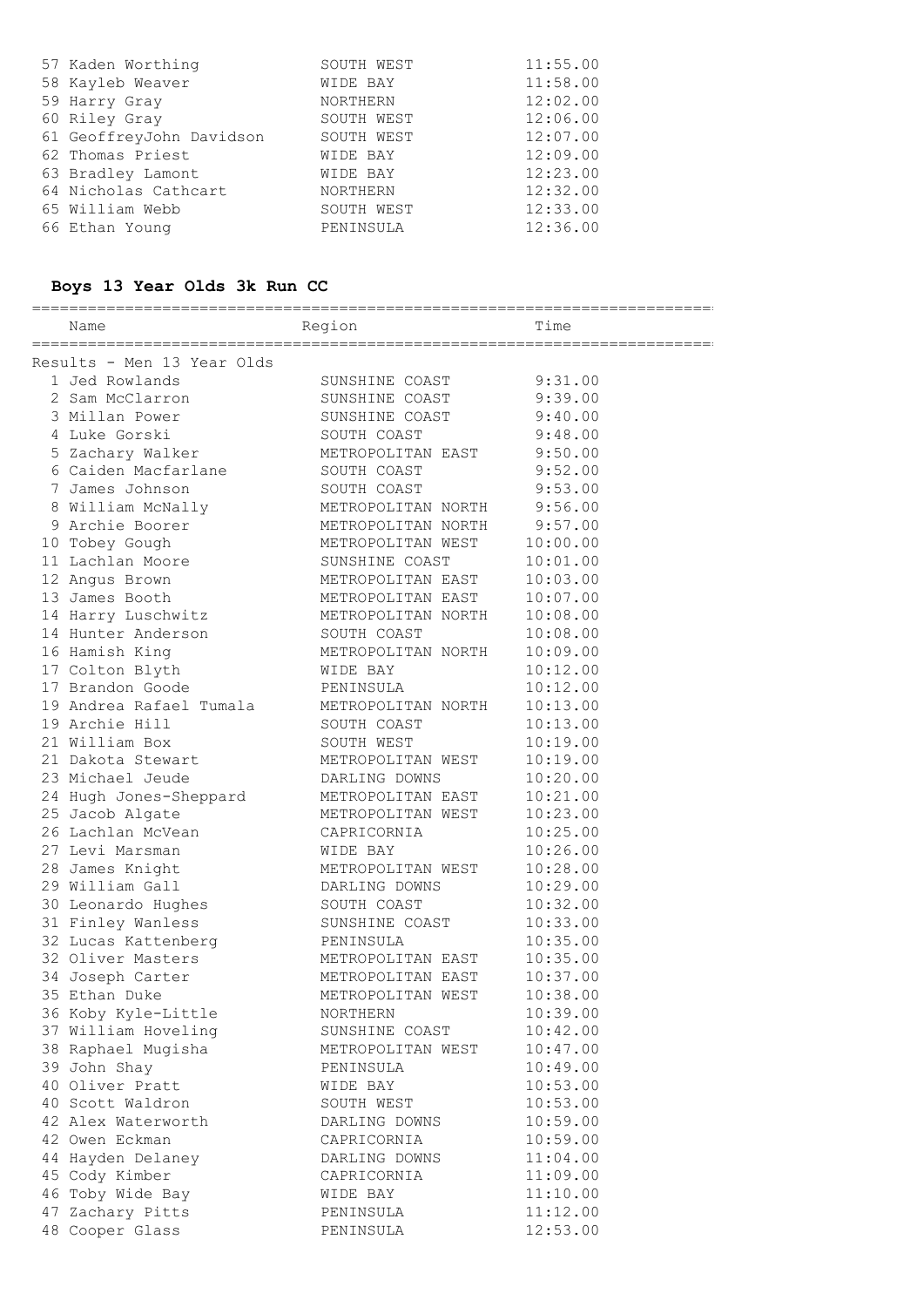| Place | Name | Region | Time |
|---|---|---|---|
| 57 | Kaden Worthing | SOUTH WEST | 11:55.00 |
| 58 | Kayleb Weaver | WIDE BAY | 11:58.00 |
| 59 | Harry Gray | NORTHERN | 12:02.00 |
| 60 | Riley Gray | SOUTH WEST | 12:06.00 |
| 61 | GeoffreyJohn Davidson | SOUTH WEST | 12:07.00 |
| 62 | Thomas Priest | WIDE BAY | 12:09.00 |
| 63 | Bradley Lamont | WIDE BAY | 12:23.00 |
| 64 | Nicholas Cathcart | NORTHERN | 12:32.00 |
| 65 | William Webb | SOUTH WEST | 12:33.00 |
| 66 | Ethan Young | PENINSULA | 12:36.00 |

## Boys 13 Year Olds 3k Run CC

Results - Men 13 Year Olds

| Place | Name | Region | Time |
|---|---|---|---|
| 1 | Jed Rowlands | SUNSHINE COAST | 9:31.00 |
| 2 | Sam McClarron | SUNSHINE COAST | 9:39.00 |
| 3 | Millan Power | SUNSHINE COAST | 9:40.00 |
| 4 | Luke Gorski | SOUTH COAST | 9:48.00 |
| 5 | Zachary Walker | METROPOLITAN EAST | 9:50.00 |
| 6 | Caiden Macfarlane | SOUTH COAST | 9:52.00 |
| 7 | James Johnson | SOUTH COAST | 9:53.00 |
| 8 | William McNally | METROPOLITAN NORTH | 9:56.00 |
| 9 | Archie Boorer | METROPOLITAN NORTH | 9:57.00 |
| 10 | Tobey Gough | METROPOLITAN WEST | 10:00.00 |
| 11 | Lachlan Moore | SUNSHINE COAST | 10:01.00 |
| 12 | Angus Brown | METROPOLITAN EAST | 10:03.00 |
| 13 | James Booth | METROPOLITAN EAST | 10:07.00 |
| 14 | Harry Luschwitz | METROPOLITAN NORTH | 10:08.00 |
| 14 | Hunter Anderson | SOUTH COAST | 10:08.00 |
| 16 | Hamish King | METROPOLITAN NORTH | 10:09.00 |
| 17 | Colton Blyth | WIDE BAY | 10:12.00 |
| 17 | Brandon Goode | PENINSULA | 10:12.00 |
| 19 | Andrea Rafael Tumala | METROPOLITAN NORTH | 10:13.00 |
| 19 | Archie Hill | SOUTH COAST | 10:13.00 |
| 21 | William Box | SOUTH WEST | 10:19.00 |
| 21 | Dakota Stewart | METROPOLITAN WEST | 10:19.00 |
| 23 | Michael Jeude | DARLING DOWNS | 10:20.00 |
| 24 | Hugh Jones-Sheppard | METROPOLITAN EAST | 10:21.00 |
| 25 | Jacob Algate | METROPOLITAN WEST | 10:23.00 |
| 26 | Lachlan McVean | CAPRICORNIA | 10:25.00 |
| 27 | Levi Marsman | WIDE BAY | 10:26.00 |
| 28 | James Knight | METROPOLITAN WEST | 10:28.00 |
| 29 | William Gall | DARLING DOWNS | 10:29.00 |
| 30 | Leonardo Hughes | SOUTH COAST | 10:32.00 |
| 31 | Finley Wanless | SUNSHINE COAST | 10:33.00 |
| 32 | Lucas Kattenberg | PENINSULA | 10:35.00 |
| 32 | Oliver Masters | METROPOLITAN EAST | 10:35.00 |
| 34 | Joseph Carter | METROPOLITAN EAST | 10:37.00 |
| 35 | Ethan Duke | METROPOLITAN WEST | 10:38.00 |
| 36 | Koby Kyle-Little | NORTHERN | 10:39.00 |
| 37 | William Hoveling | SUNSHINE COAST | 10:42.00 |
| 38 | Raphael Mugisha | METROPOLITAN WEST | 10:47.00 |
| 39 | John Shay | PENINSULA | 10:49.00 |
| 40 | Oliver Pratt | WIDE BAY | 10:53.00 |
| 40 | Scott Waldron | SOUTH WEST | 10:53.00 |
| 42 | Alex Waterworth | DARLING DOWNS | 10:59.00 |
| 42 | Owen Eckman | CAPRICORNIA | 10:59.00 |
| 44 | Hayden Delaney | DARLING DOWNS | 11:04.00 |
| 45 | Cody Kimber | CAPRICORNIA | 11:09.00 |
| 46 | Toby Wide Bay | WIDE BAY | 11:10.00 |
| 47 | Zachary Pitts | PENINSULA | 11:12.00 |
| 48 | Cooper Glass | PENINSULA | 12:53.00 |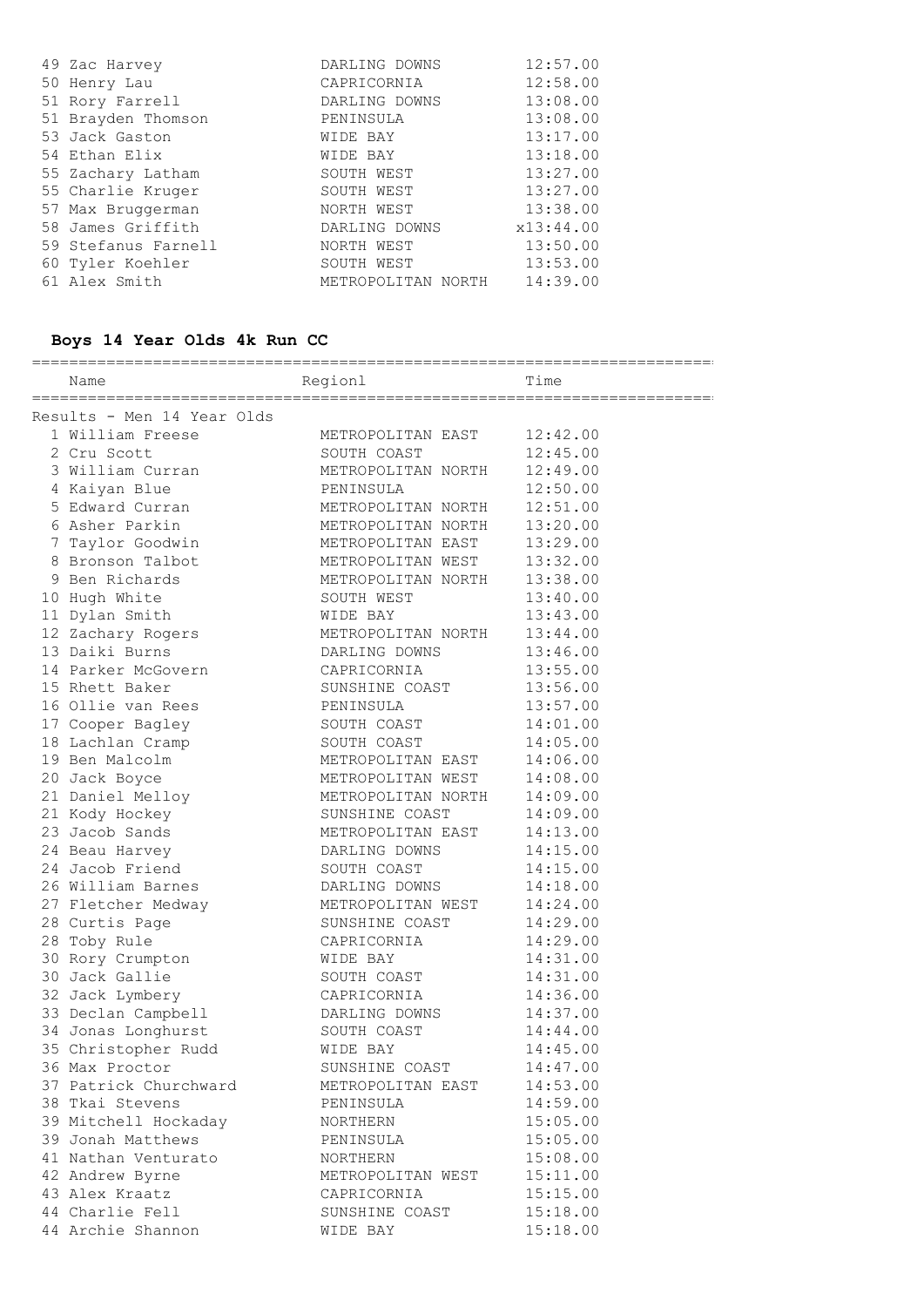| | | |
|---|---|---|
| 49 Zac Harvey | DARLING DOWNS | 12:57.00 |
| 50 Henry Lau | CAPRICORNIA | 12:58.00 |
| 51 Rory Farrell | DARLING DOWNS | 13:08.00 |
| 51 Brayden Thomson | PENINSULA | 13:08.00 |
| 53 Jack Gaston | WIDE BAY | 13:17.00 |
| 54 Ethan Elix | WIDE BAY | 13:18.00 |
| 55 Zachary Latham | SOUTH WEST | 13:27.00 |
| 55 Charlie Kruger | SOUTH WEST | 13:27.00 |
| 57 Max Bruggerman | NORTH WEST | 13:38.00 |
| 58 James Griffith | DARLING DOWNS | x13:44.00 |
| 59 Stefanus Farnell | NORTH WEST | 13:50.00 |
| 60 Tyler Koehler | SOUTH WEST | 13:53.00 |
| 61 Alex Smith | METROPOLITAN NORTH | 14:39.00 |

### Boys 14 Year Olds 4k Run CC

| Name | Regionl | Time |
|---|---|---|
| Results - Men 14 Year Olds | | |
| 1 William Freese | METROPOLITAN EAST | 12:42.00 |
| 2 Cru Scott | SOUTH COAST | 12:45.00 |
| 3 William Curran | METROPOLITAN NORTH | 12:49.00 |
| 4 Kaiyan Blue | PENINSULA | 12:50.00 |
| 5 Edward Curran | METROPOLITAN NORTH | 12:51.00 |
| 6 Asher Parkin | METROPOLITAN NORTH | 13:20.00 |
| 7 Taylor Goodwin | METROPOLITAN EAST | 13:29.00 |
| 8 Bronson Talbot | METROPOLITAN WEST | 13:32.00 |
| 9 Ben Richards | METROPOLITAN NORTH | 13:38.00 |
| 10 Hugh White | SOUTH WEST | 13:40.00 |
| 11 Dylan Smith | WIDE BAY | 13:43.00 |
| 12 Zachary Rogers | METROPOLITAN NORTH | 13:44.00 |
| 13 Daiki Burns | DARLING DOWNS | 13:46.00 |
| 14 Parker McGovern | CAPRICORNIA | 13:55.00 |
| 15 Rhett Baker | SUNSHINE COAST | 13:56.00 |
| 16 Ollie van Rees | PENINSULA | 13:57.00 |
| 17 Cooper Bagley | SOUTH COAST | 14:01.00 |
| 18 Lachlan Cramp | SOUTH COAST | 14:05.00 |
| 19 Ben Malcolm | METROPOLITAN EAST | 14:06.00 |
| 20 Jack Boyce | METROPOLITAN WEST | 14:08.00 |
| 21 Daniel Melloy | METROPOLITAN NORTH | 14:09.00 |
| 21 Kody Hockey | SUNSHINE COAST | 14:09.00 |
| 23 Jacob Sands | METROPOLITAN EAST | 14:13.00 |
| 24 Beau Harvey | DARLING DOWNS | 14:15.00 |
| 24 Jacob Friend | SOUTH COAST | 14:15.00 |
| 26 William Barnes | DARLING DOWNS | 14:18.00 |
| 27 Fletcher Medway | METROPOLITAN WEST | 14:24.00 |
| 28 Curtis Page | SUNSHINE COAST | 14:29.00 |
| 28 Toby Rule | CAPRICORNIA | 14:29.00 |
| 30 Rory Crumpton | WIDE BAY | 14:31.00 |
| 30 Jack Gallie | SOUTH COAST | 14:31.00 |
| 32 Jack Lymbery | CAPRICORNIA | 14:36.00 |
| 33 Declan Campbell | DARLING DOWNS | 14:37.00 |
| 34 Jonas Longhurst | SOUTH COAST | 14:44.00 |
| 35 Christopher Rudd | WIDE BAY | 14:45.00 |
| 36 Max Proctor | SUNSHINE COAST | 14:47.00 |
| 37 Patrick Churchward | METROPOLITAN EAST | 14:53.00 |
| 38 Tkai Stevens | PENINSULA | 14:59.00 |
| 39 Mitchell Hockaday | NORTHERN | 15:05.00 |
| 39 Jonah Matthews | PENINSULA | 15:05.00 |
| 41 Nathan Venturato | NORTHERN | 15:08.00 |
| 42 Andrew Byrne | METROPOLITAN WEST | 15:11.00 |
| 43 Alex Kraatz | CAPRICORNIA | 15:15.00 |
| 44 Charlie Fell | SUNSHINE COAST | 15:18.00 |
| 44 Archie Shannon | WIDE BAY | 15:18.00 |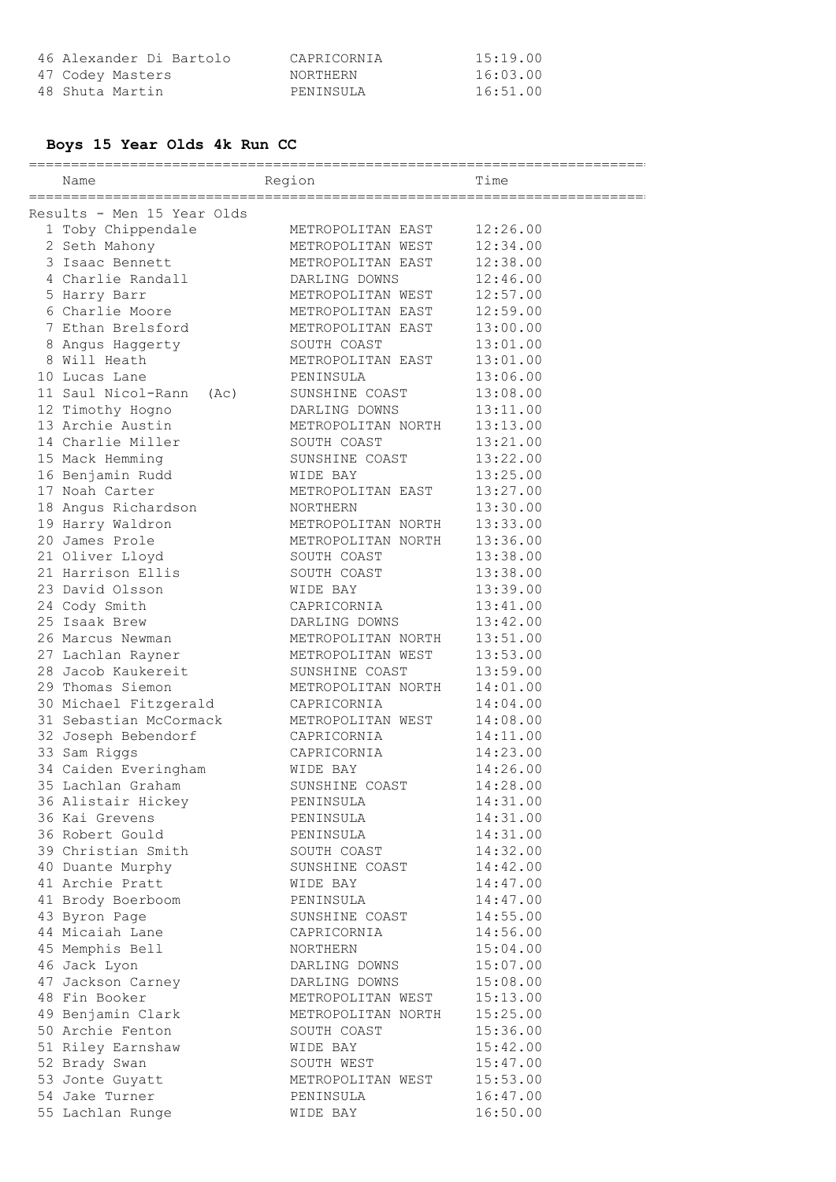| | Name | Region | Time |
|---|---|---|---|
| 46 | Alexander Di Bartolo | CAPRICORNIA | 15:19.00 |
| 47 | Codey Masters | NORTHERN | 16:03.00 |
| 48 | Shuta Martin | PENINSULA | 16:51.00 |

## Boys 15 Year Olds 4k Run CC

Results - Men 15 Year Olds

| | Name | Region | Time |
|---|---|---|---|
| 1 | Toby Chippendale | METROPOLITAN EAST | 12:26.00 |
| 2 | Seth Mahony | METROPOLITAN WEST | 12:34.00 |
| 3 | Isaac Bennett | METROPOLITAN EAST | 12:38.00 |
| 4 | Charlie Randall | DARLING DOWNS | 12:46.00 |
| 5 | Harry Barr | METROPOLITAN WEST | 12:57.00 |
| 6 | Charlie Moore | METROPOLITAN EAST | 12:59.00 |
| 7 | Ethan Brelsford | METROPOLITAN EAST | 13:00.00 |
| 8 | Angus Haggerty | SOUTH COAST | 13:01.00 |
| 8 | Will Heath | METROPOLITAN EAST | 13:01.00 |
| 10 | Lucas Lane | PENINSULA | 13:06.00 |
| 11 | Saul Nicol-Rann (Ac) | SUNSHINE COAST | 13:08.00 |
| 12 | Timothy Hogno | DARLING DOWNS | 13:11.00 |
| 13 | Archie Austin | METROPOLITAN NORTH | 13:13.00 |
| 14 | Charlie Miller | SOUTH COAST | 13:21.00 |
| 15 | Mack Hemming | SUNSHINE COAST | 13:22.00 |
| 16 | Benjamin Rudd | WIDE BAY | 13:25.00 |
| 17 | Noah Carter | METROPOLITAN EAST | 13:27.00 |
| 18 | Angus Richardson | NORTHERN | 13:30.00 |
| 19 | Harry Waldron | METROPOLITAN NORTH | 13:33.00 |
| 20 | James Prole | METROPOLITAN NORTH | 13:36.00 |
| 21 | Oliver Lloyd | SOUTH COAST | 13:38.00 |
| 21 | Harrison Ellis | SOUTH COAST | 13:38.00 |
| 23 | David Olsson | WIDE BAY | 13:39.00 |
| 24 | Cody Smith | CAPRICORNIA | 13:41.00 |
| 25 | Isaak Brew | DARLING DOWNS | 13:42.00 |
| 26 | Marcus Newman | METROPOLITAN NORTH | 13:51.00 |
| 27 | Lachlan Rayner | METROPOLITAN WEST | 13:53.00 |
| 28 | Jacob Kaukereit | SUNSHINE COAST | 13:59.00 |
| 29 | Thomas Siemon | METROPOLITAN NORTH | 14:01.00 |
| 30 | Michael Fitzgerald | CAPRICORNIA | 14:04.00 |
| 31 | Sebastian McCormack | METROPOLITAN WEST | 14:08.00 |
| 32 | Joseph Bebendorf | CAPRICORNIA | 14:11.00 |
| 33 | Sam Riggs | CAPRICORNIA | 14:23.00 |
| 34 | Caiden Everingham | WIDE BAY | 14:26.00 |
| 35 | Lachlan Graham | SUNSHINE COAST | 14:28.00 |
| 36 | Alistair Hickey | PENINSULA | 14:31.00 |
| 36 | Kai Grevens | PENINSULA | 14:31.00 |
| 36 | Robert Gould | PENINSULA | 14:31.00 |
| 39 | Christian Smith | SOUTH COAST | 14:32.00 |
| 40 | Duante Murphy | SUNSHINE COAST | 14:42.00 |
| 41 | Archie Pratt | WIDE BAY | 14:47.00 |
| 41 | Brody Boerboom | PENINSULA | 14:47.00 |
| 43 | Byron Page | SUNSHINE COAST | 14:55.00 |
| 44 | Micaiah Lane | CAPRICORNIA | 14:56.00 |
| 45 | Memphis Bell | NORTHERN | 15:04.00 |
| 46 | Jack Lyon | DARLING DOWNS | 15:07.00 |
| 47 | Jackson Carney | DARLING DOWNS | 15:08.00 |
| 48 | Fin Booker | METROPOLITAN WEST | 15:13.00 |
| 49 | Benjamin Clark | METROPOLITAN NORTH | 15:25.00 |
| 50 | Archie Fenton | SOUTH COAST | 15:36.00 |
| 51 | Riley Earnshaw | WIDE BAY | 15:42.00 |
| 52 | Brady Swan | SOUTH WEST | 15:47.00 |
| 53 | Jonte Guyatt | METROPOLITAN WEST | 15:53.00 |
| 54 | Jake Turner | PENINSULA | 16:47.00 |
| 55 | Lachlan Runge | WIDE BAY | 16:50.00 |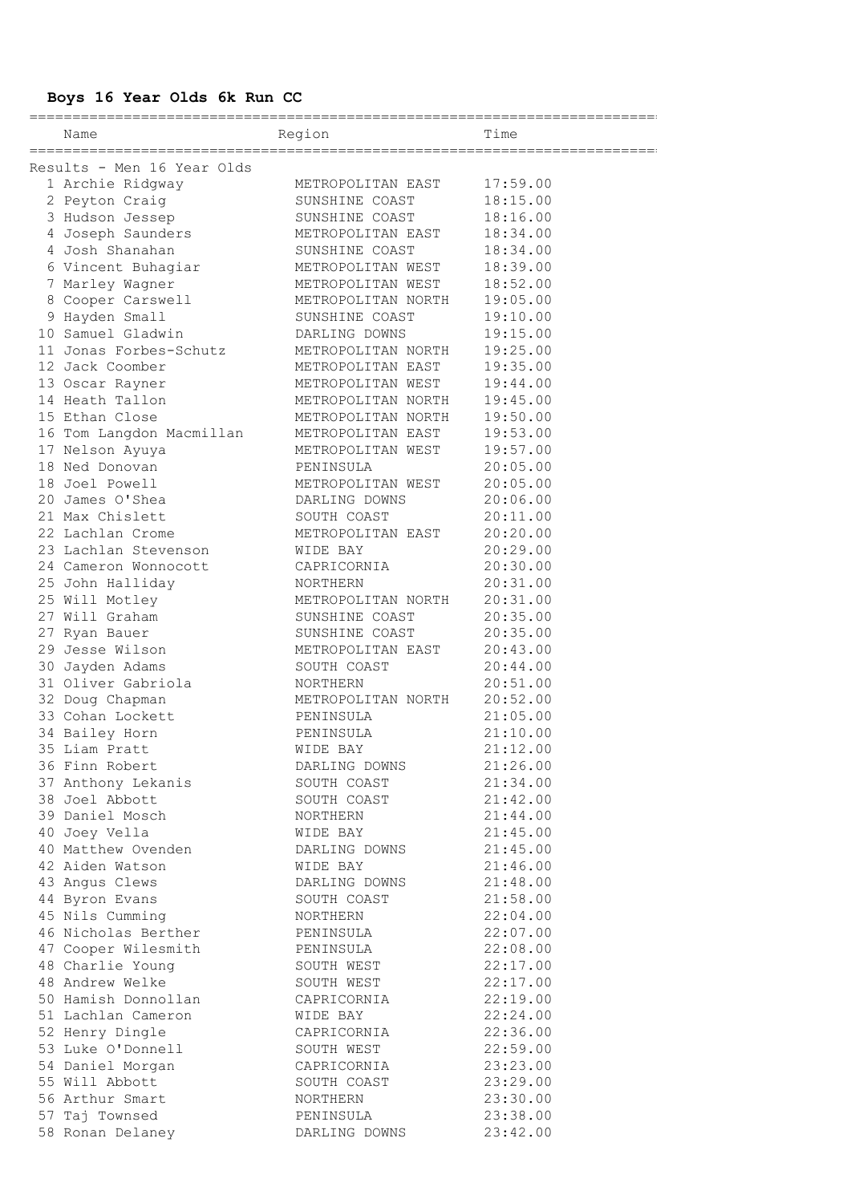## Boys 16 Year Olds 6k Run CC

Results - Men 16 Year Olds

| | Name | Region | Time |
|---|---|---|---|
| 1 | Archie Ridgway | METROPOLITAN EAST | 17:59.00 |
| 2 | Peyton Craig | SUNSHINE COAST | 18:15.00 |
| 3 | Hudson Jessep | SUNSHINE COAST | 18:16.00 |
| 4 | Joseph Saunders | METROPOLITAN EAST | 18:34.00 |
| 4 | Josh Shanahan | SUNSHINE COAST | 18:34.00 |
| 6 | Vincent Buhagiar | METROPOLITAN WEST | 18:39.00 |
| 7 | Marley Wagner | METROPOLITAN WEST | 18:52.00 |
| 8 | Cooper Carswell | METROPOLITAN NORTH | 19:05.00 |
| 9 | Hayden Small | SUNSHINE COAST | 19:10.00 |
| 10 | Samuel Gladwin | DARLING DOWNS | 19:15.00 |
| 11 | Jonas Forbes-Schutz | METROPOLITAN NORTH | 19:25.00 |
| 12 | Jack Coomber | METROPOLITAN EAST | 19:35.00 |
| 13 | Oscar Rayner | METROPOLITAN WEST | 19:44.00 |
| 14 | Heath Tallon | METROPOLITAN NORTH | 19:45.00 |
| 15 | Ethan Close | METROPOLITAN NORTH | 19:50.00 |
| 16 | Tom Langdon Macmillan | METROPOLITAN EAST | 19:53.00 |
| 17 | Nelson Ayuya | METROPOLITAN WEST | 19:57.00 |
| 18 | Ned Donovan | PENINSULA | 20:05.00 |
| 18 | Joel Powell | METROPOLITAN WEST | 20:05.00 |
| 20 | James O'Shea | DARLING DOWNS | 20:06.00 |
| 21 | Max Chislett | SOUTH COAST | 20:11.00 |
| 22 | Lachlan Crome | METROPOLITAN EAST | 20:20.00 |
| 23 | Lachlan Stevenson | WIDE BAY | 20:29.00 |
| 24 | Cameron Wonnocott | CAPRICORNIA | 20:30.00 |
| 25 | John Halliday | NORTHERN | 20:31.00 |
| 25 | Will Motley | METROPOLITAN NORTH | 20:31.00 |
| 27 | Will Graham | SUNSHINE COAST | 20:35.00 |
| 27 | Ryan Bauer | SUNSHINE COAST | 20:35.00 |
| 29 | Jesse Wilson | METROPOLITAN EAST | 20:43.00 |
| 30 | Jayden Adams | SOUTH COAST | 20:44.00 |
| 31 | Oliver Gabriola | NORTHERN | 20:51.00 |
| 32 | Doug Chapman | METROPOLITAN NORTH | 20:52.00 |
| 33 | Cohan Lockett | PENINSULA | 21:05.00 |
| 34 | Bailey Horn | PENINSULA | 21:10.00 |
| 35 | Liam Pratt | WIDE BAY | 21:12.00 |
| 36 | Finn Robert | DARLING DOWNS | 21:26.00 |
| 37 | Anthony Lekanis | SOUTH COAST | 21:34.00 |
| 38 | Joel Abbott | SOUTH COAST | 21:42.00 |
| 39 | Daniel Mosch | NORTHERN | 21:44.00 |
| 40 | Joey Vella | WIDE BAY | 21:45.00 |
| 40 | Matthew Ovenden | DARLING DOWNS | 21:45.00 |
| 42 | Aiden Watson | WIDE BAY | 21:46.00 |
| 43 | Angus Clews | DARLING DOWNS | 21:48.00 |
| 44 | Byron Evans | SOUTH COAST | 21:58.00 |
| 45 | Nils Cumming | NORTHERN | 22:04.00 |
| 46 | Nicholas Berther | PENINSULA | 22:07.00 |
| 47 | Cooper Wilesmith | PENINSULA | 22:08.00 |
| 48 | Charlie Young | SOUTH WEST | 22:17.00 |
| 48 | Andrew Welke | SOUTH WEST | 22:17.00 |
| 50 | Hamish Donnollan | CAPRICORNIA | 22:19.00 |
| 51 | Lachlan Cameron | WIDE BAY | 22:24.00 |
| 52 | Henry Dingle | CAPRICORNIA | 22:36.00 |
| 53 | Luke O'Donnell | SOUTH WEST | 22:59.00 |
| 54 | Daniel Morgan | CAPRICORNIA | 23:23.00 |
| 55 | Will Abbott | SOUTH COAST | 23:29.00 |
| 56 | Arthur Smart | NORTHERN | 23:30.00 |
| 57 | Taj Townsed | PENINSULA | 23:38.00 |
| 58 | Ronan Delaney | DARLING DOWNS | 23:42.00 |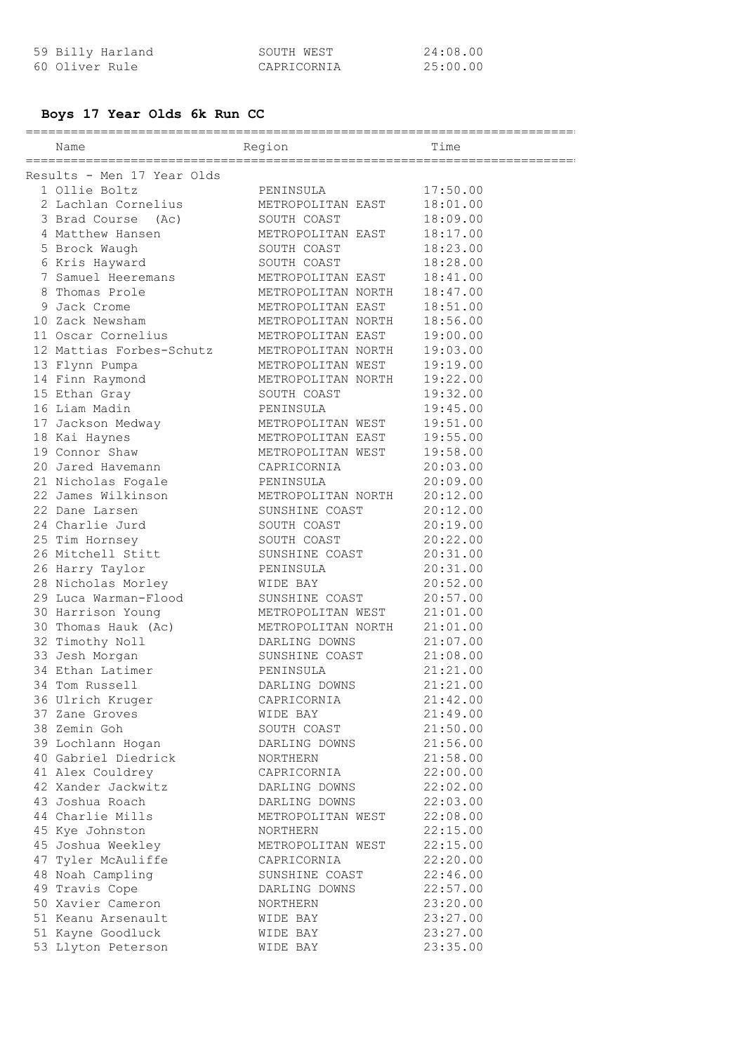| Place | Name | Region | Time |
|---|---|---|---|
| 59 | Billy Harland | SOUTH WEST | 24:08.00 |
| 60 | Oliver Rule | CAPRICORNIA | 25:00.00 |

## Boys 17 Year Olds 6k Run CC

Results - Men 17 Year Olds

| Place | Name | Region | Time |
|---|---|---|---|
| 1 | Ollie Boltz | PENINSULA | 17:50.00 |
| 2 | Lachlan Cornelius | METROPOLITAN EAST | 18:01.00 |
| 3 | Brad Course (Ac) | SOUTH COAST | 18:09.00 |
| 4 | Matthew Hansen | METROPOLITAN EAST | 18:17.00 |
| 5 | Brock Waugh | SOUTH COAST | 18:23.00 |
| 6 | Kris Hayward | SOUTH COAST | 18:28.00 |
| 7 | Samuel Heeremans | METROPOLITAN EAST | 18:41.00 |
| 8 | Thomas Prole | METROPOLITAN NORTH | 18:47.00 |
| 9 | Jack Crome | METROPOLITAN EAST | 18:51.00 |
| 10 | Zack Newsham | METROPOLITAN NORTH | 18:56.00 |
| 11 | Oscar Cornelius | METROPOLITAN EAST | 19:00.00 |
| 12 | Mattias Forbes-Schutz | METROPOLITAN NORTH | 19:03.00 |
| 13 | Flynn Pumpa | METROPOLITAN WEST | 19:19.00 |
| 14 | Finn Raymond | METROPOLITAN NORTH | 19:22.00 |
| 15 | Ethan Gray | SOUTH COAST | 19:32.00 |
| 16 | Liam Madin | PENINSULA | 19:45.00 |
| 17 | Jackson Medway | METROPOLITAN WEST | 19:51.00 |
| 18 | Kai Haynes | METROPOLITAN EAST | 19:55.00 |
| 19 | Connor Shaw | METROPOLITAN WEST | 19:58.00 |
| 20 | Jared Havemann | CAPRICORNIA | 20:03.00 |
| 21 | Nicholas Fogale | PENINSULA | 20:09.00 |
| 22 | James Wilkinson | METROPOLITAN NORTH | 20:12.00 |
| 22 | Dane Larsen | SUNSHINE COAST | 20:12.00 |
| 24 | Charlie Jurd | SOUTH COAST | 20:19.00 |
| 25 | Tim Hornsey | SOUTH COAST | 20:22.00 |
| 26 | Mitchell Stitt | SUNSHINE COAST | 20:31.00 |
| 26 | Harry Taylor | PENINSULA | 20:31.00 |
| 28 | Nicholas Morley | WIDE BAY | 20:52.00 |
| 29 | Luca Warman-Flood | SUNSHINE COAST | 20:57.00 |
| 30 | Harrison Young | METROPOLITAN WEST | 21:01.00 |
| 30 | Thomas Hauk (Ac) | METROPOLITAN NORTH | 21:01.00 |
| 32 | Timothy Noll | DARLING DOWNS | 21:07.00 |
| 33 | Jesh Morgan | SUNSHINE COAST | 21:08.00 |
| 34 | Ethan Latimer | PENINSULA | 21:21.00 |
| 34 | Tom Russell | DARLING DOWNS | 21:21.00 |
| 36 | Ulrich Kruger | CAPRICORNIA | 21:42.00 |
| 37 | Zane Groves | WIDE BAY | 21:49.00 |
| 38 | Zemin Goh | SOUTH COAST | 21:50.00 |
| 39 | Lochlann Hogan | DARLING DOWNS | 21:56.00 |
| 40 | Gabriel Diedrick | NORTHERN | 21:58.00 |
| 41 | Alex Couldrey | CAPRICORNIA | 22:00.00 |
| 42 | Xander Jackwitz | DARLING DOWNS | 22:02.00 |
| 43 | Joshua Roach | DARLING DOWNS | 22:03.00 |
| 44 | Charlie Mills | METROPOLITAN WEST | 22:08.00 |
| 45 | Kye Johnston | NORTHERN | 22:15.00 |
| 45 | Joshua Weekley | METROPOLITAN WEST | 22:15.00 |
| 47 | Tyler McAuliffe | CAPRICORNIA | 22:20.00 |
| 48 | Noah Campling | SUNSHINE COAST | 22:46.00 |
| 49 | Travis Cope | DARLING DOWNS | 22:57.00 |
| 50 | Xavier Cameron | NORTHERN | 23:20.00 |
| 51 | Keanu Arsenault | WIDE BAY | 23:27.00 |
| 51 | Kayne Goodluck | WIDE BAY | 23:27.00 |
| 53 | Llyton Peterson | WIDE BAY | 23:35.00 |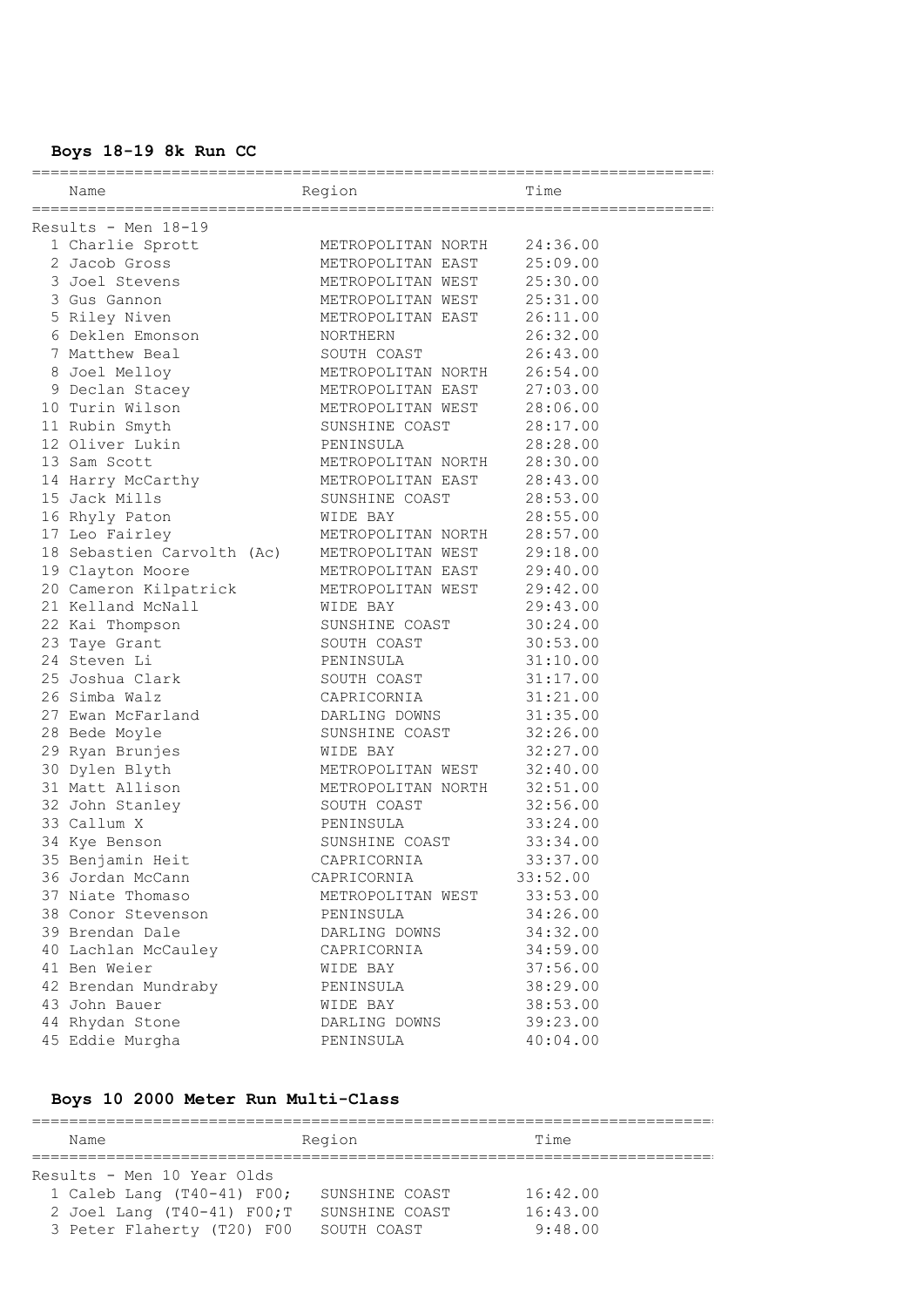### Boys 18-19 8k Run CC

| Name | Region | Time |
|---|---|---|
| **Results - Men 18-19** | | |
| 1 Charlie Sprott | METROPOLITAN NORTH | 24:36.00 |
| 2 Jacob Gross | METROPOLITAN EAST | 25:09.00 |
| 3 Joel Stevens | METROPOLITAN WEST | 25:30.00 |
| 3 Gus Gannon | METROPOLITAN WEST | 25:31.00 |
| 5 Riley Niven | METROPOLITAN EAST | 26:11.00 |
| 6 Deklen Emonson | NORTHERN | 26:32.00 |
| 7 Matthew Beal | SOUTH COAST | 26:43.00 |
| 8 Joel Melloy | METROPOLITAN NORTH | 26:54.00 |
| 9 Declan Stacey | METROPOLITAN EAST | 27:03.00 |
| 10 Turin Wilson | METROPOLITAN WEST | 28:06.00 |
| 11 Rubin Smyth | SUNSHINE COAST | 28:17.00 |
| 12 Oliver Lukin | PENINSULA | 28:28.00 |
| 13 Sam Scott | METROPOLITAN NORTH | 28:30.00 |
| 14 Harry McCarthy | METROPOLITAN EAST | 28:43.00 |
| 15 Jack Mills | SUNSHINE COAST | 28:53.00 |
| 16 Rhyly Paton | WIDE BAY | 28:55.00 |
| 17 Leo Fairley | METROPOLITAN NORTH | 28:57.00 |
| 18 Sebastien Carvolth (Ac) | METROPOLITAN WEST | 29:18.00 |
| 19 Clayton Moore | METROPOLITAN EAST | 29:40.00 |
| 20 Cameron Kilpatrick | METROPOLITAN WEST | 29:42.00 |
| 21 Kelland McNall | WIDE BAY | 29:43.00 |
| 22 Kai Thompson | SUNSHINE COAST | 30:24.00 |
| 23 Taye Grant | SOUTH COAST | 30:53.00 |
| 24 Steven Li | PENINSULA | 31:10.00 |
| 25 Joshua Clark | SOUTH COAST | 31:17.00 |
| 26 Simba Walz | CAPRICORNIA | 31:21.00 |
| 27 Ewan McFarland | DARLING DOWNS | 31:35.00 |
| 28 Bede Moyle | SUNSHINE COAST | 32:26.00 |
| 29 Ryan Brunjes | WIDE BAY | 32:27.00 |
| 30 Dylen Blyth | METROPOLITAN WEST | 32:40.00 |
| 31 Matt Allison | METROPOLITAN NORTH | 32:51.00 |
| 32 John Stanley | SOUTH COAST | 32:56.00 |
| 33 Callum X | PENINSULA | 33:24.00 |
| 34 Kye Benson | SUNSHINE COAST | 33:34.00 |
| 35 Benjamin Heit | CAPRICORNIA | 33:37.00 |
| 36 Jordan McCann | CAPRICORNIA | 33:52.00 |
| 37 Niate Thomaso | METROPOLITAN WEST | 33:53.00 |
| 38 Conor Stevenson | PENINSULA | 34:26.00 |
| 39 Brendan Dale | DARLING DOWNS | 34:32.00 |
| 40 Lachlan McCauley | CAPRICORNIA | 34:59.00 |
| 41 Ben Weier | WIDE BAY | 37:56.00 |
| 42 Brendan Mundraby | PENINSULA | 38:29.00 |
| 43 John Bauer | WIDE BAY | 38:53.00 |
| 44 Rhydan Stone | DARLING DOWNS | 39:23.00 |
| 45 Eddie Murgha | PENINSULA | 40:04.00 |

### Boys 10 2000 Meter Run Multi-Class

| Name | Region | Time |
|---|---|---|
| **Results - Men 10 Year Olds** | | |
| 1 Caleb Lang (T40-41) F00; | SUNSHINE COAST | 16:42.00 |
| 2 Joel Lang (T40-41) F00;T | SUNSHINE COAST | 16:43.00 |
| 3 Peter Flaherty (T20) F00 | SOUTH COAST | 9:48.00 |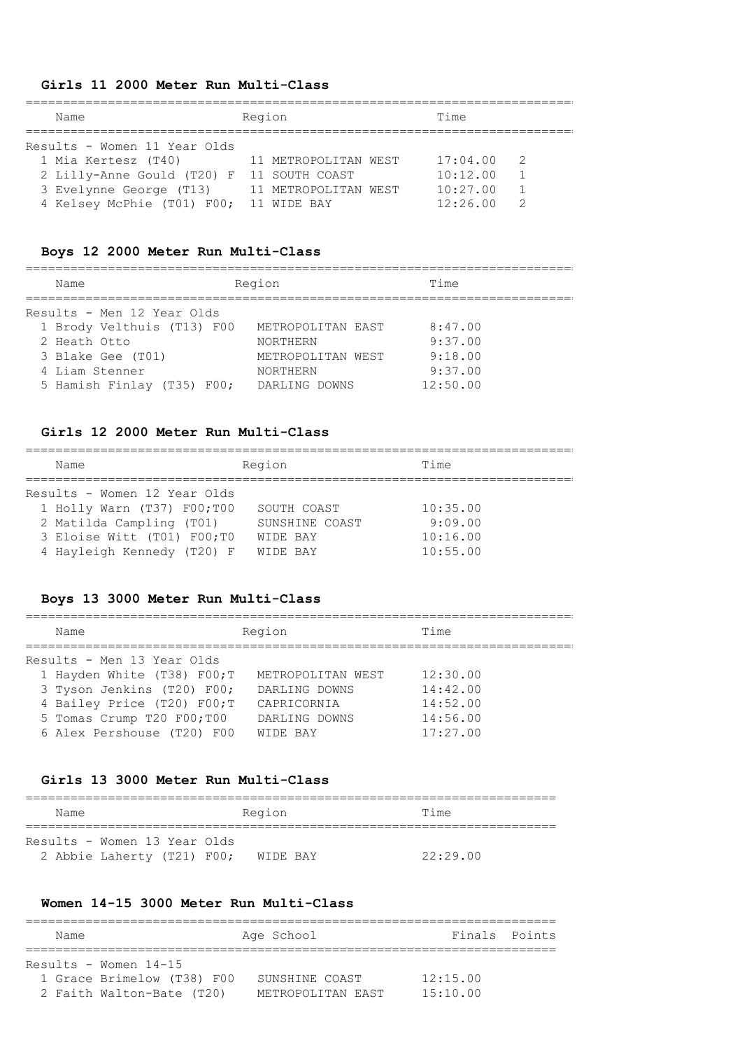### Girls 11 2000 Meter Run Multi-Class

| Name | Region | Time | |
|---|---|---|---|
| Results - Women 11 Year Olds | | | |
| 1 Mia Kertesz (T40) | 11 METROPOLITAN WEST | 17:04.00 | 2 |
| 2 Lilly-Anne Gould (T20) F | 11 SOUTH COAST | 10:12.00 | 1 |
| 3 Evelynne George (T13) | 11 METROPOLITAN WEST | 10:27.00 | 1 |
| 4 Kelsey McPhie (T01) F00; | 11 WIDE BAY | 12:26.00 | 2 |

### Boys 12 2000 Meter Run Multi-Class

| Name | Region | Time |
|---|---|---|
| Results - Men 12 Year Olds | | |
| 1 Brody Velthuis (T13) F00 | METROPOLITAN EAST | 8:47.00 |
| 2 Heath Otto | NORTHERN | 9:37.00 |
| 3 Blake Gee (T01) | METROPOLITAN WEST | 9:18.00 |
| 4 Liam Stenner | NORTHERN | 9:37.00 |
| 5 Hamish Finlay (T35) F00; | DARLING DOWNS | 12:50.00 |

### Girls 12 2000 Meter Run Multi-Class

| Name | Region | Time |
|---|---|---|
| Results - Women 12 Year Olds | | |
| 1 Holly Warn (T37) F00;T00 | SOUTH COAST | 10:35.00 |
| 2 Matilda Campling (T01) | SUNSHINE COAST | 9:09.00 |
| 3 Eloise Witt (T01) F00;T0 | WIDE BAY | 10:16.00 |
| 4 Hayleigh Kennedy (T20) F | WIDE BAY | 10:55.00 |

### Boys 13 3000 Meter Run Multi-Class

| Name | Region | Time |
|---|---|---|
| Results - Men 13 Year Olds | | |
| 1 Hayden White (T38) F00;T | METROPOLITAN WEST | 12:30.00 |
| 3 Tyson Jenkins (T20) F00; | DARLING DOWNS | 14:42.00 |
| 4 Bailey Price (T20) F00;T | CAPRICORNIA | 14:52.00 |
| 5 Tomas Crump T20 F00;T00 | DARLING DOWNS | 14:56.00 |
| 6 Alex Pershouse (T20) F00 | WIDE BAY | 17:27.00 |

### Girls 13 3000 Meter Run Multi-Class

| Name | Region | Time |
|---|---|---|
| Results - Women 13 Year Olds | | |
| 2 Abbie Laherty (T21) F00; | WIDE BAY | 22:29.00 |

### Women 14-15 3000 Meter Run Multi-Class

| Name | Age School | Finals | Points |
|---|---|---|---|
| Results - Women 14-15 | | | |
| 1 Grace Brimelow (T38) F00 | SUNSHINE COAST | 12:15.00 | |
| 2 Faith Walton-Bate (T20) | METROPOLITAN EAST | 15:10.00 | |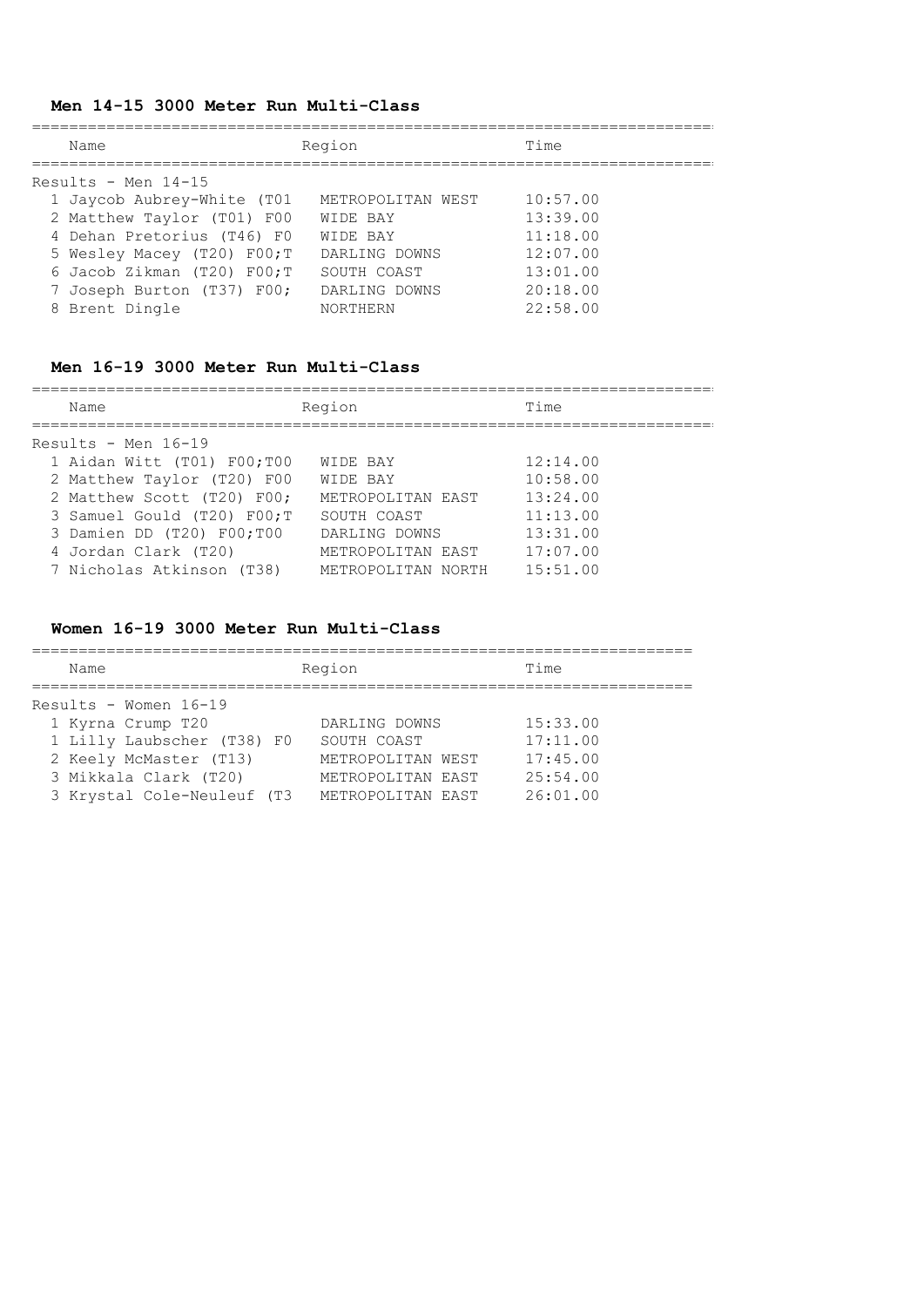### Men 14-15 3000 Meter Run Multi-Class

| Name | Region | Time |
|---|---|---|
| **Results - Men 14-15** | | |
| 1 Jaycob Aubrey-White (T01 | METROPOLITAN WEST | 10:57.00 |
| 2 Matthew Taylor (T01) F00 | WIDE BAY | 13:39.00 |
| 4 Dehan Pretorius (T46) F0 | WIDE BAY | 11:18.00 |
| 5 Wesley Macey (T20) F00;T | DARLING DOWNS | 12:07.00 |
| 6 Jacob Zikman (T20) F00;T | SOUTH COAST | 13:01.00 |
| 7 Joseph Burton (T37) F00; | DARLING DOWNS | 20:18.00 |
| 8 Brent Dingle | NORTHERN | 22:58.00 |

### Men 16-19 3000 Meter Run Multi-Class

| Name | Region | Time |
|---|---|---|
| **Results - Men 16-19** | | |
| 1 Aidan Witt (T01) F00;T00 | WIDE BAY | 12:14.00 |
| 2 Matthew Taylor (T20) F00 | WIDE BAY | 10:58.00 |
| 2 Matthew Scott (T20) F00; | METROPOLITAN EAST | 13:24.00 |
| 3 Samuel Gould (T20) F00;T | SOUTH COAST | 11:13.00 |
| 3 Damien DD (T20) F00;T00 | DARLING DOWNS | 13:31.00 |
| 4 Jordan Clark (T20) | METROPOLITAN EAST | 17:07.00 |
| 7 Nicholas Atkinson (T38) | METROPOLITAN NORTH | 15:51.00 |

### Women 16-19 3000 Meter Run Multi-Class

| Name | Region | Time |
|---|---|---|
| **Results - Women 16-19** | | |
| 1 Kyrna Crump T20 | DARLING DOWNS | 15:33.00 |
| 1 Lilly Laubscher (T38) F0 | SOUTH COAST | 17:11.00 |
| 2 Keely McMaster (T13) | METROPOLITAN WEST | 17:45.00 |
| 3 Mikkala Clark (T20) | METROPOLITAN EAST | 25:54.00 |
| 3 Krystal Cole-Neuleuf (T3 | METROPOLITAN EAST | 26:01.00 |